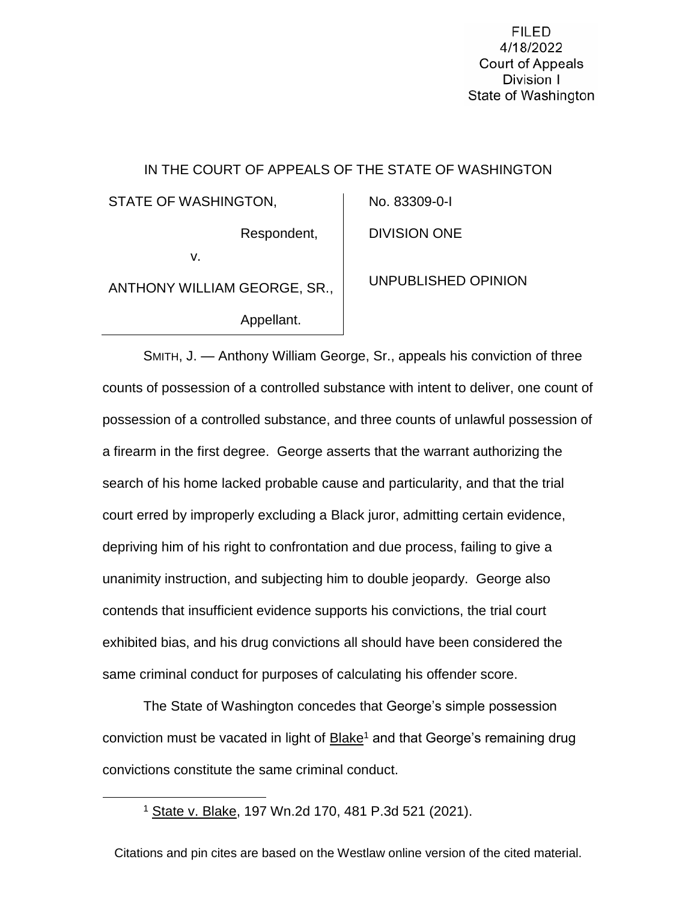FILED
4/18/2022
Court of Appeals
Division I
State of Washington

IN THE COURT OF APPEALS OF THE STATE OF WASHINGTON

| | |
|---|---|
| STATE OF WASHINGTON,<br><br>Respondent,<br><br>v.<br><br>ANTHONY WILLIAM GEORGE, SR.,<br><br>Appellant. | No. 83309-0-I<br><br>DIVISION ONE<br><br>UNPUBLISHED OPINION |

SMITH, J. — Anthony William George, Sr., appeals his conviction of three counts of possession of a controlled substance with intent to deliver, one count of possession of a controlled substance, and three counts of unlawful possession of a firearm in the first degree. George asserts that the warrant authorizing the search of his home lacked probable cause and particularity, and that the trial court erred by improperly excluding a Black juror, admitting certain evidence, depriving him of his right to confrontation and due process, failing to give a unanimity instruction, and subjecting him to double jeopardy. George also contends that insufficient evidence supports his convictions, the trial court exhibited bias, and his drug convictions all should have been considered the same criminal conduct for purposes of calculating his offender score.

The State of Washington concedes that George's simple possession conviction must be vacated in light of Blake[1] and that George's remaining drug convictions constitute the same criminal conduct.

[1] State v. Blake, 197 Wn.2d 170, 481 P.3d 521 (2021).

Citations and pin cites are based on the Westlaw online version of the cited material.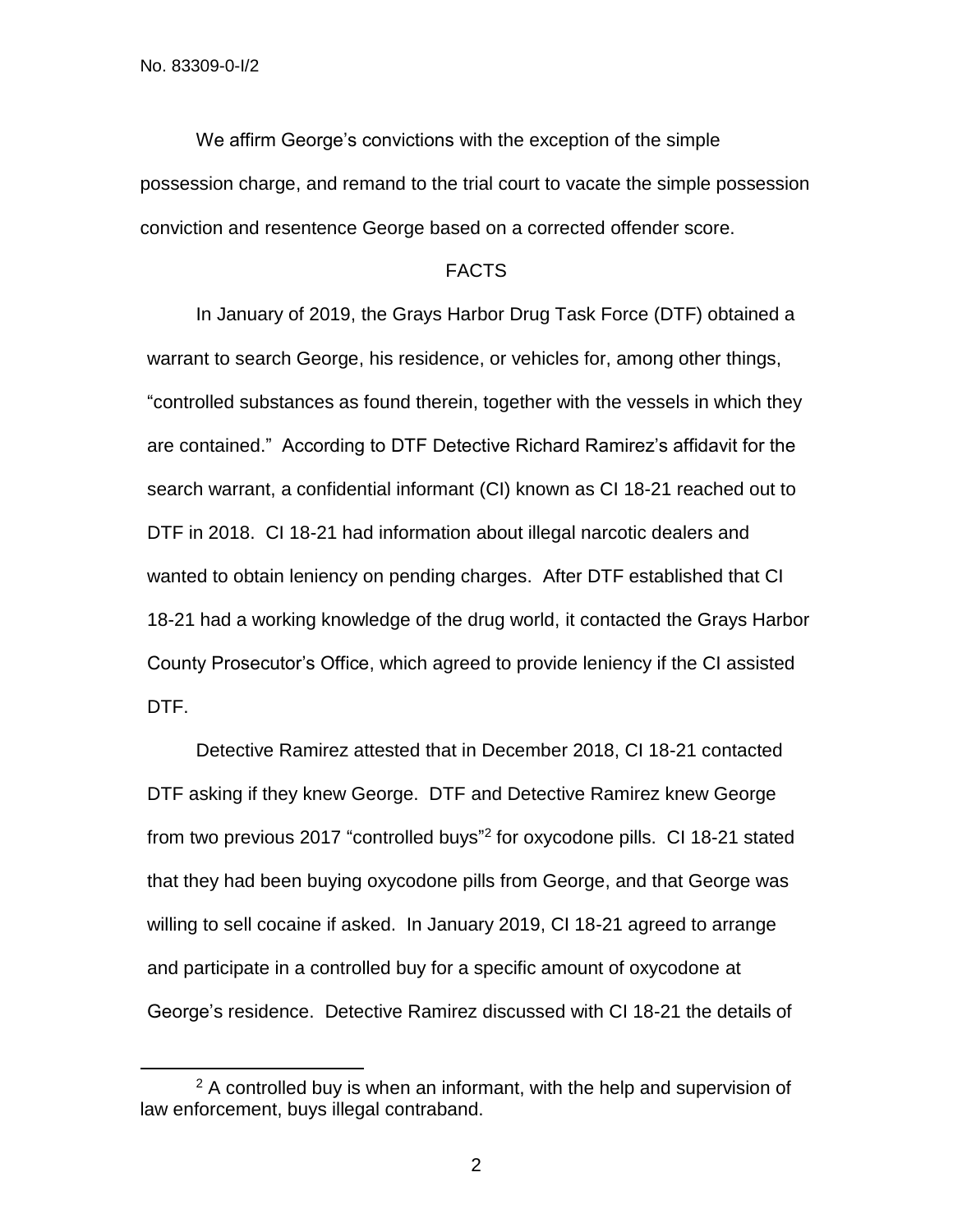We affirm George's convictions with the exception of the simple possession charge, and remand to the trial court to vacate the simple possession conviction and resentence George based on a corrected offender score.

## FACTS

In January of 2019, the Grays Harbor Drug Task Force (DTF) obtained a warrant to search George, his residence, or vehicles for, among other things, "controlled substances as found therein, together with the vessels in which they are contained." According to DTF Detective Richard Ramirez's affidavit for the search warrant, a confidential informant (CI) known as CI 18-21 reached out to DTF in 2018. CI 18-21 had information about illegal narcotic dealers and wanted to obtain leniency on pending charges. After DTF established that CI 18-21 had a working knowledge of the drug world, it contacted the Grays Harbor County Prosecutor's Office, which agreed to provide leniency if the CI assisted DTF.

Detective Ramirez attested that in December 2018, CI 18-21 contacted DTF asking if they knew George. DTF and Detective Ramirez knew George from two previous 2017 "controlled buys"[2] for oxycodone pills. CI 18-21 stated that they had been buying oxycodone pills from George, and that George was willing to sell cocaine if asked. In January 2019, CI 18-21 agreed to arrange and participate in a controlled buy for a specific amount of oxycodone at George's residence. Detective Ramirez discussed with CI 18-21 the details of

---

[2] A controlled buy is when an informant, with the help and supervision of law enforcement, buys illegal contraband.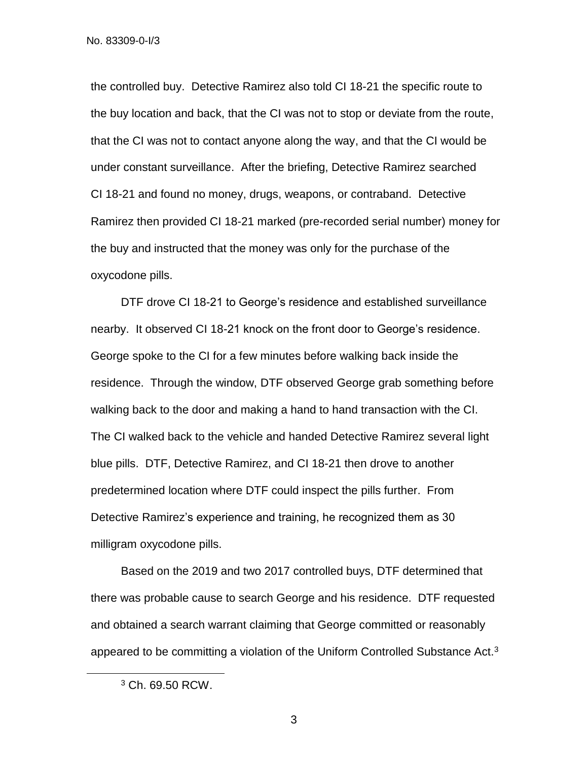the controlled buy. Detective Ramirez also told CI 18-21 the specific route to the buy location and back, that the CI was not to stop or deviate from the route, that the CI was not to contact anyone along the way, and that the CI would be under constant surveillance. After the briefing, Detective Ramirez searched CI 18-21 and found no money, drugs, weapons, or contraband. Detective Ramirez then provided CI 18-21 marked (pre-recorded serial number) money for the buy and instructed that the money was only for the purchase of the oxycodone pills.

DTF drove CI 18-21 to George's residence and established surveillance nearby. It observed CI 18-21 knock on the front door to George's residence. George spoke to the CI for a few minutes before walking back inside the residence. Through the window, DTF observed George grab something before walking back to the door and making a hand to hand transaction with the CI. The CI walked back to the vehicle and handed Detective Ramirez several light blue pills. DTF, Detective Ramirez, and CI 18-21 then drove to another predetermined location where DTF could inspect the pills further. From Detective Ramirez's experience and training, he recognized them as 30 milligram oxycodone pills.

Based on the 2019 and two 2017 controlled buys, DTF determined that there was probable cause to search George and his residence. DTF requested and obtained a search warrant claiming that George committed or reasonably appeared to be committing a violation of the Uniform Controlled Substance Act.[3]

[3] Ch. 69.50 RCW.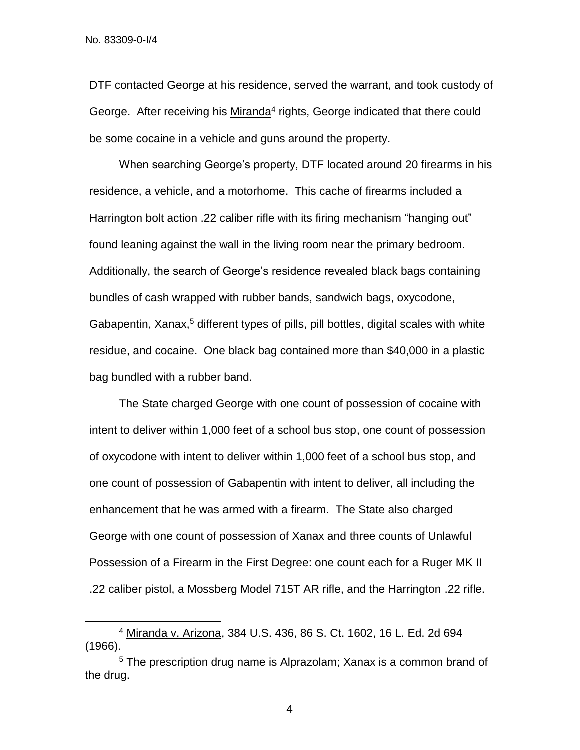DTF contacted George at his residence, served the warrant, and took custody of George. After receiving his Miranda[4] rights, George indicated that there could be some cocaine in a vehicle and guns around the property.

When searching George's property, DTF located around 20 firearms in his residence, a vehicle, and a motorhome. This cache of firearms included a Harrington bolt action .22 caliber rifle with its firing mechanism "hanging out" found leaning against the wall in the living room near the primary bedroom. Additionally, the search of George's residence revealed black bags containing bundles of cash wrapped with rubber bands, sandwich bags, oxycodone, Gabapentin, Xanax,[5] different types of pills, pill bottles, digital scales with white residue, and cocaine. One black bag contained more than $40,000 in a plastic bag bundled with a rubber band.

The State charged George with one count of possession of cocaine with intent to deliver within 1,000 feet of a school bus stop, one count of possession of oxycodone with intent to deliver within 1,000 feet of a school bus stop, and one count of possession of Gabapentin with intent to deliver, all including the enhancement that he was armed with a firearm. The State also charged George with one count of possession of Xanax and three counts of Unlawful Possession of a Firearm in the First Degree: one count each for a Ruger MK II .22 caliber pistol, a Mossberg Model 715T AR rifle, and the Harrington .22 rifle.

---

[4] Miranda v. Arizona, 384 U.S. 436, 86 S. Ct. 1602, 16 L. Ed. 2d 694 (1966).

[5] The prescription drug name is Alprazolam; Xanax is a common brand of the drug.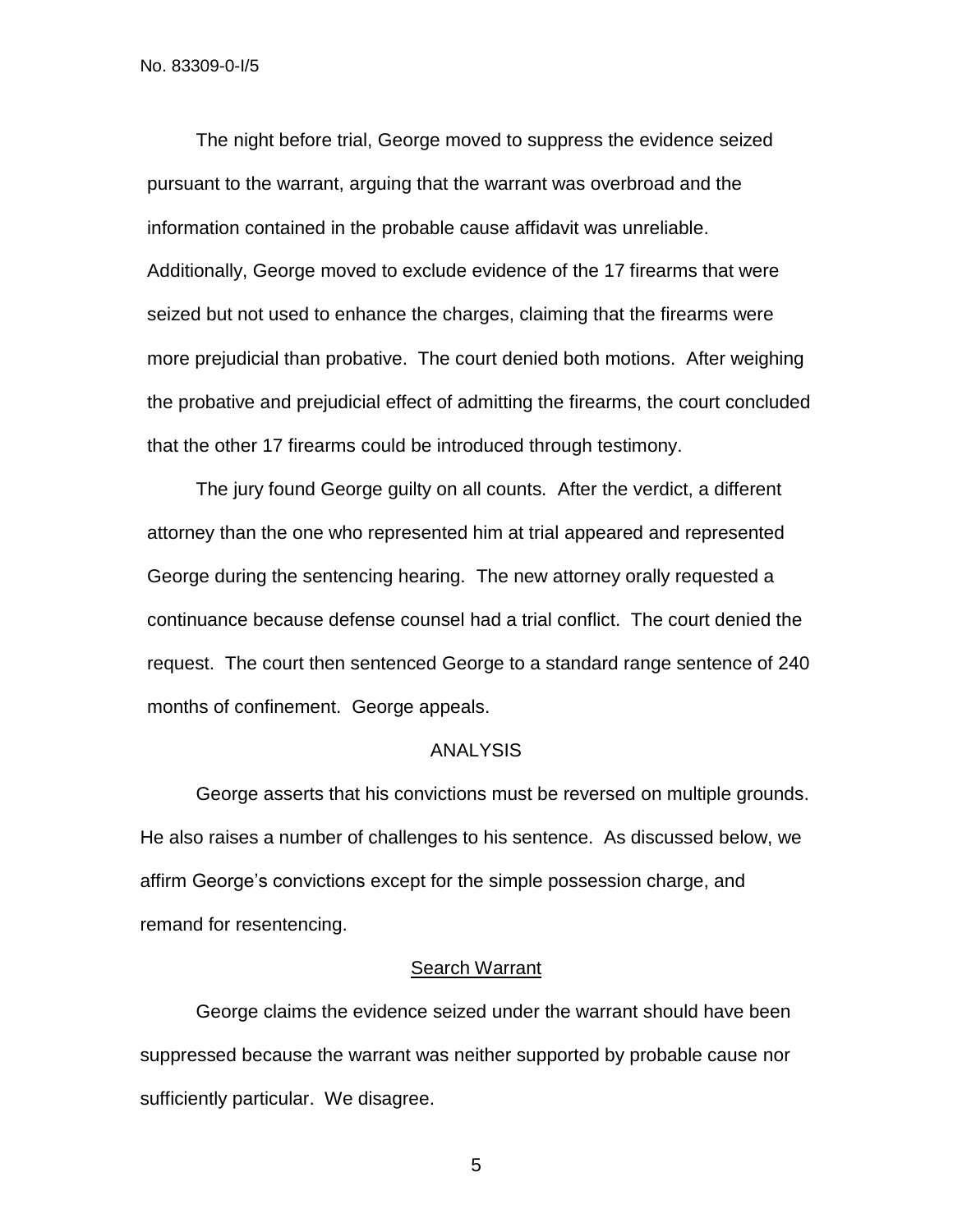The night before trial, George moved to suppress the evidence seized pursuant to the warrant, arguing that the warrant was overbroad and the information contained in the probable cause affidavit was unreliable. Additionally, George moved to exclude evidence of the 17 firearms that were seized but not used to enhance the charges, claiming that the firearms were more prejudicial than probative. The court denied both motions. After weighing the probative and prejudicial effect of admitting the firearms, the court concluded that the other 17 firearms could be introduced through testimony.

The jury found George guilty on all counts. After the verdict, a different attorney than the one who represented him at trial appeared and represented George during the sentencing hearing. The new attorney orally requested a continuance because defense counsel had a trial conflict. The court denied the request. The court then sentenced George to a standard range sentence of 240 months of confinement. George appeals.

## ANALYSIS

George asserts that his convictions must be reversed on multiple grounds. He also raises a number of challenges to his sentence. As discussed below, we affirm George's convictions except for the simple possession charge, and remand for resentencing.

### Search Warrant

George claims the evidence seized under the warrant should have been suppressed because the warrant was neither supported by probable cause nor sufficiently particular. We disagree.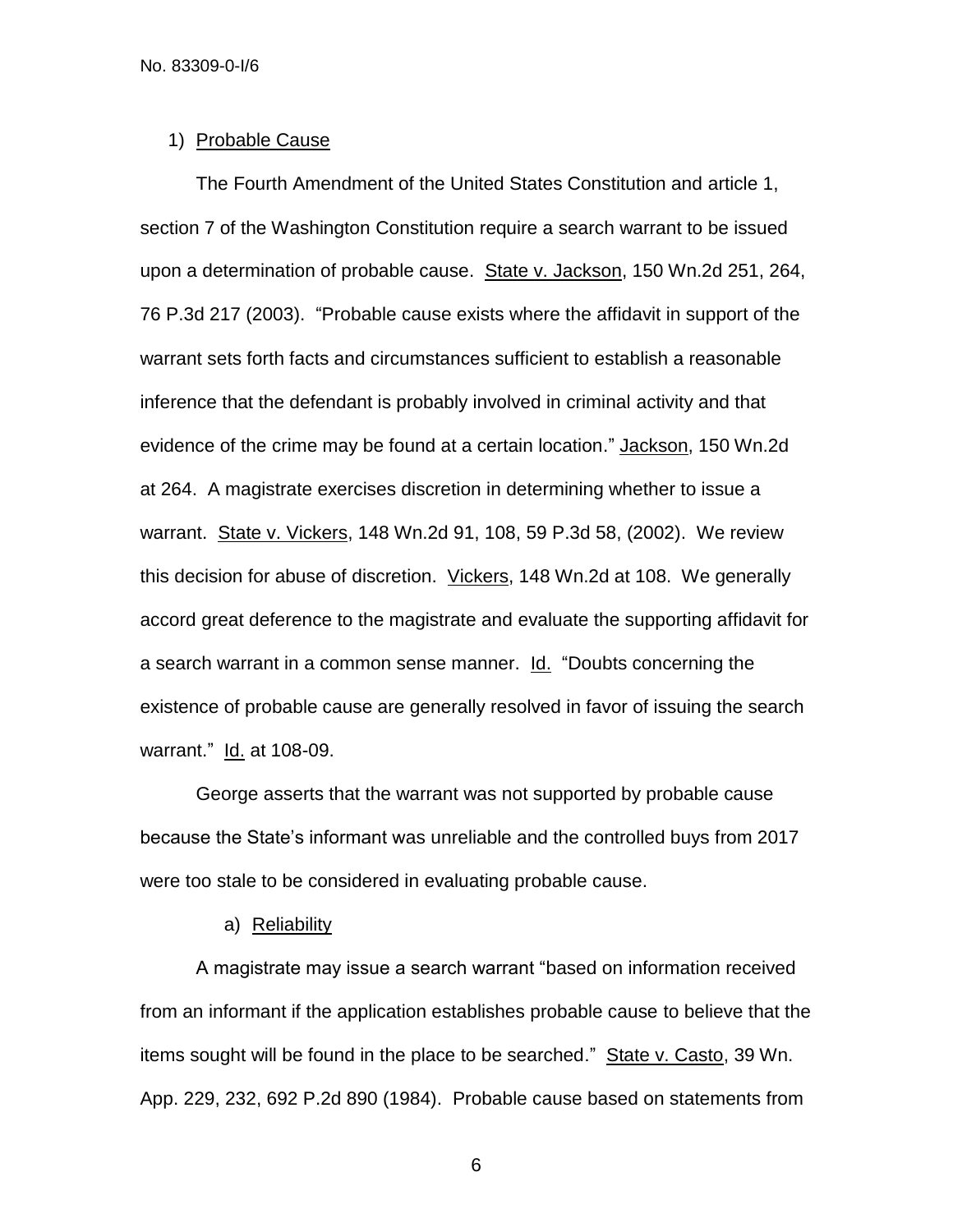1) Probable Cause

The Fourth Amendment of the United States Constitution and article 1, section 7 of the Washington Constitution require a search warrant to be issued upon a determination of probable cause. State v. Jackson, 150 Wn.2d 251, 264, 76 P.3d 217 (2003). "Probable cause exists where the affidavit in support of the warrant sets forth facts and circumstances sufficient to establish a reasonable inference that the defendant is probably involved in criminal activity and that evidence of the crime may be found at a certain location." Jackson, 150 Wn.2d at 264. A magistrate exercises discretion in determining whether to issue a warrant. State v. Vickers, 148 Wn.2d 91, 108, 59 P.3d 58, (2002). We review this decision for abuse of discretion. Vickers, 148 Wn.2d at 108. We generally accord great deference to the magistrate and evaluate the supporting affidavit for a search warrant in a common sense manner. Id. "Doubts concerning the existence of probable cause are generally resolved in favor of issuing the search warrant." Id. at 108-09.

George asserts that the warrant was not supported by probable cause because the State's informant was unreliable and the controlled buys from 2017 were too stale to be considered in evaluating probable cause.

a) Reliability

A magistrate may issue a search warrant "based on information received from an informant if the application establishes probable cause to believe that the items sought will be found in the place to be searched." State v. Casto, 39 Wn. App. 229, 232, 692 P.2d 890 (1984). Probable cause based on statements from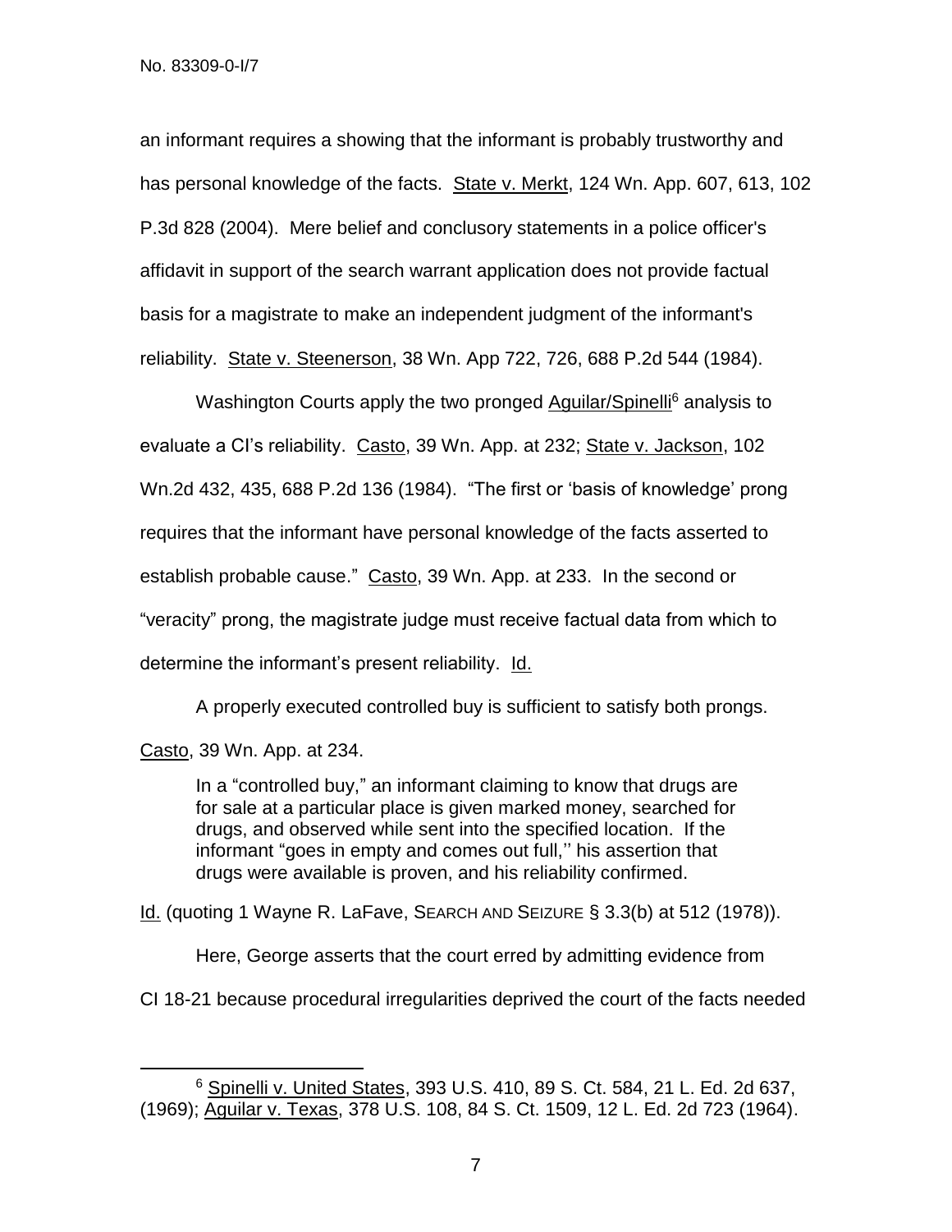an informant requires a showing that the informant is probably trustworthy and has personal knowledge of the facts. State v. Merkt, 124 Wn. App. 607, 613, 102 P.3d 828 (2004). Mere belief and conclusory statements in a police officer's affidavit in support of the search warrant application does not provide factual basis for a magistrate to make an independent judgment of the informant's reliability. State v. Steenerson, 38 Wn. App 722, 726, 688 P.2d 544 (1984).

Washington Courts apply the two pronged Aguilar/Spinelli[6] analysis to evaluate a CI's reliability. Casto, 39 Wn. App. at 232; State v. Jackson, 102 Wn.2d 432, 435, 688 P.2d 136 (1984). "The first or 'basis of knowledge' prong requires that the informant have personal knowledge of the facts asserted to establish probable cause." Casto, 39 Wn. App. at 233. In the second or "veracity" prong, the magistrate judge must receive factual data from which to determine the informant's present reliability. Id.

A properly executed controlled buy is sufficient to satisfy both prongs. Casto, 39 Wn. App. at 234.

> In a "controlled buy," an informant claiming to know that drugs are for sale at a particular place is given marked money, searched for drugs, and observed while sent into the specified location. If the informant "goes in empty and comes out full,'' his assertion that drugs were available is proven, and his reliability confirmed.

Id. (quoting 1 Wayne R. LaFave, SEARCH AND SEIZURE § 3.3(b) at 512 (1978)).

Here, George asserts that the court erred by admitting evidence from CI 18-21 because procedural irregularities deprived the court of the facts needed

---

[6] Spinelli v. United States, 393 U.S. 410, 89 S. Ct. 584, 21 L. Ed. 2d 637, (1969); Aguilar v. Texas, 378 U.S. 108, 84 S. Ct. 1509, 12 L. Ed. 2d 723 (1964).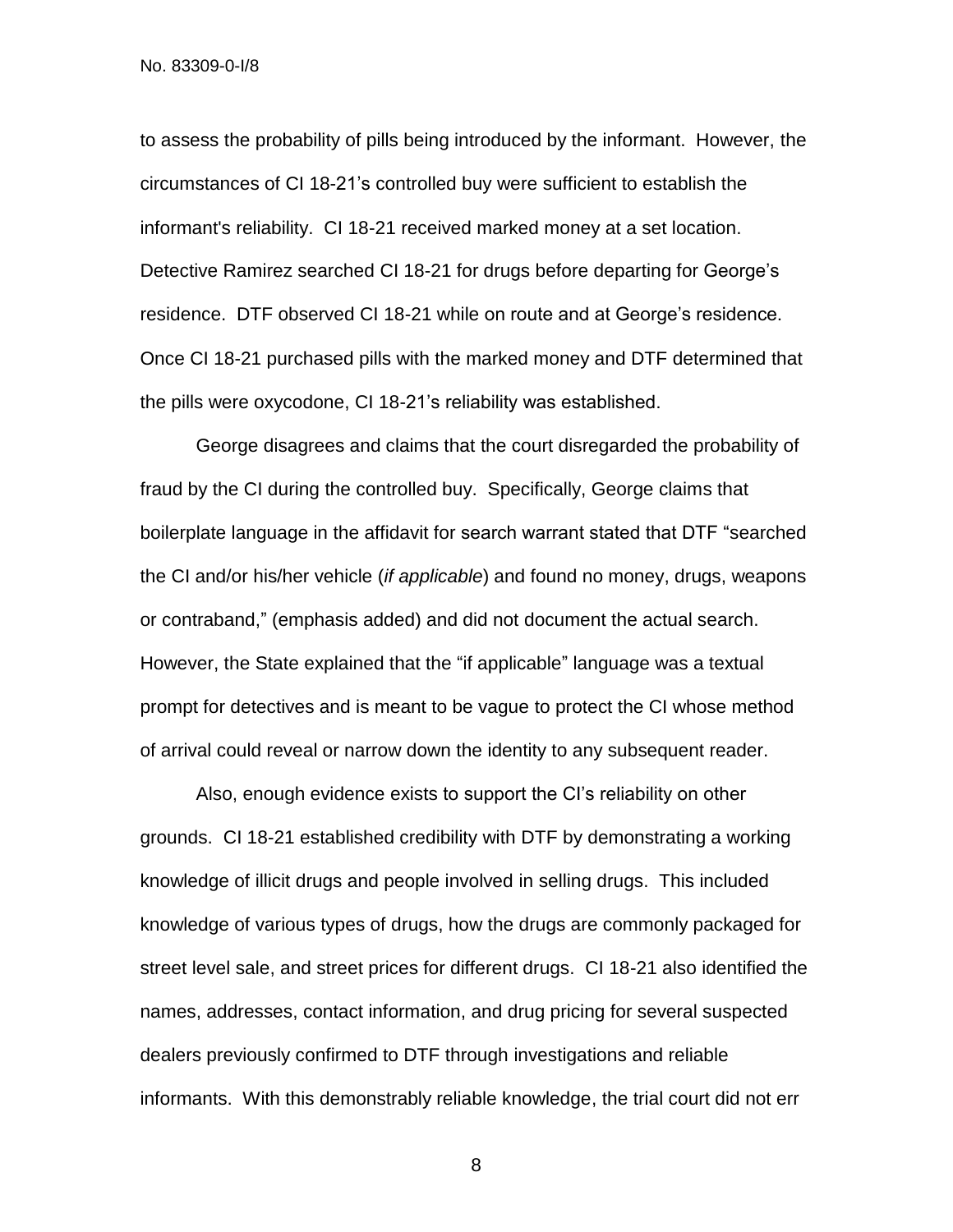to assess the probability of pills being introduced by the informant. However, the circumstances of CI 18-21's controlled buy were sufficient to establish the informant's reliability. CI 18-21 received marked money at a set location. Detective Ramirez searched CI 18-21 for drugs before departing for George's residence. DTF observed CI 18-21 while on route and at George's residence. Once CI 18-21 purchased pills with the marked money and DTF determined that the pills were oxycodone, CI 18-21's reliability was established.

George disagrees and claims that the court disregarded the probability of fraud by the CI during the controlled buy. Specifically, George claims that boilerplate language in the affidavit for search warrant stated that DTF "searched the CI and/or his/her vehicle (*if applicable*) and found no money, drugs, weapons or contraband," (emphasis added) and did not document the actual search. However, the State explained that the "if applicable" language was a textual prompt for detectives and is meant to be vague to protect the CI whose method of arrival could reveal or narrow down the identity to any subsequent reader.

Also, enough evidence exists to support the CI's reliability on other grounds. CI 18-21 established credibility with DTF by demonstrating a working knowledge of illicit drugs and people involved in selling drugs. This included knowledge of various types of drugs, how the drugs are commonly packaged for street level sale, and street prices for different drugs. CI 18-21 also identified the names, addresses, contact information, and drug pricing for several suspected dealers previously confirmed to DTF through investigations and reliable informants. With this demonstrably reliable knowledge, the trial court did not err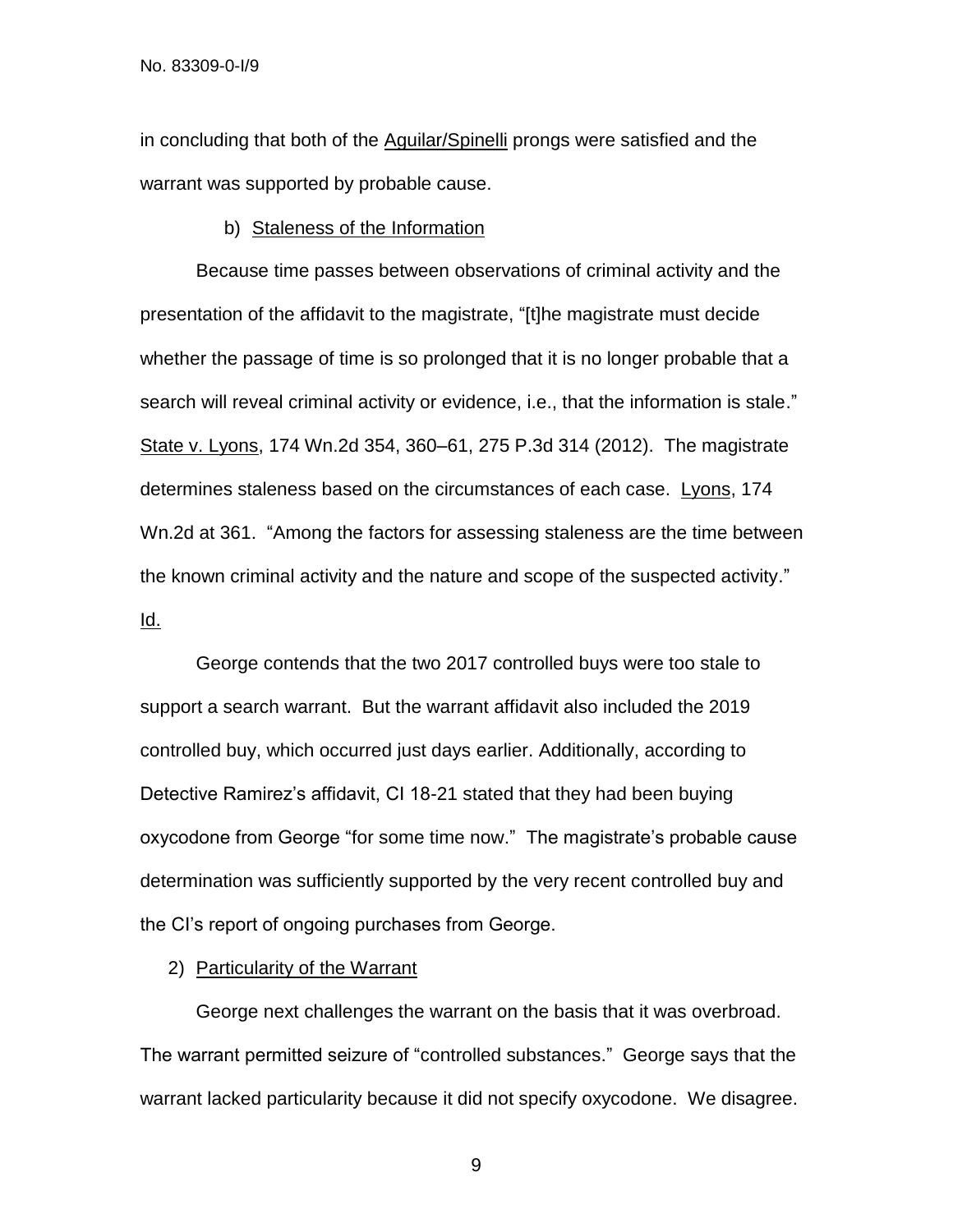in concluding that both of the Aguilar/Spinelli prongs were satisfied and the warrant was supported by probable cause.

b) Staleness of the Information

Because time passes between observations of criminal activity and the presentation of the affidavit to the magistrate, "[t]he magistrate must decide whether the passage of time is so prolonged that it is no longer probable that a search will reveal criminal activity or evidence, i.e., that the information is stale." State v. Lyons, 174 Wn.2d 354, 360–61, 275 P.3d 314 (2012). The magistrate determines staleness based on the circumstances of each case. Lyons, 174 Wn.2d at 361. "Among the factors for assessing staleness are the time between the known criminal activity and the nature and scope of the suspected activity." Id.

George contends that the two 2017 controlled buys were too stale to support a search warrant. But the warrant affidavit also included the 2019 controlled buy, which occurred just days earlier. Additionally, according to Detective Ramirez's affidavit, CI 18-21 stated that they had been buying oxycodone from George "for some time now." The magistrate's probable cause determination was sufficiently supported by the very recent controlled buy and the CI's report of ongoing purchases from George.

2) Particularity of the Warrant

George next challenges the warrant on the basis that it was overbroad. The warrant permitted seizure of "controlled substances." George says that the warrant lacked particularity because it did not specify oxycodone. We disagree.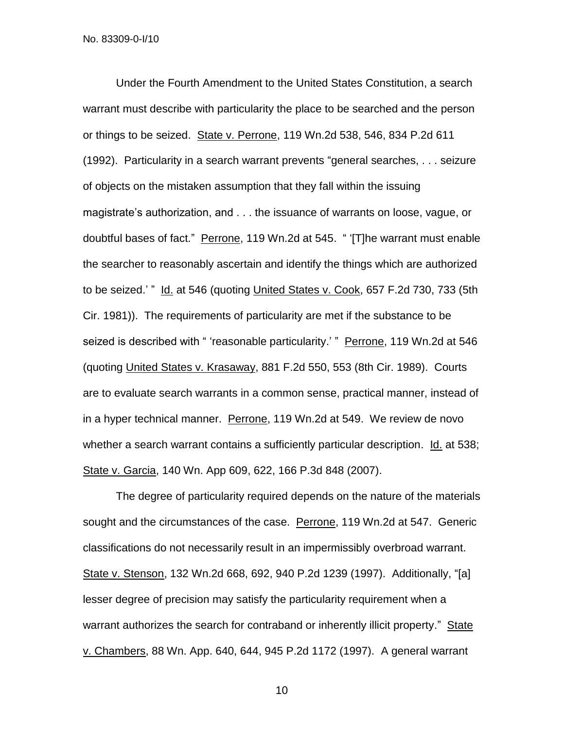Under the Fourth Amendment to the United States Constitution, a search warrant must describe with particularity the place to be searched and the person or things to be seized. State v. Perrone, 119 Wn.2d 538, 546, 834 P.2d 611 (1992). Particularity in a search warrant prevents "general searches, . . . seizure of objects on the mistaken assumption that they fall within the issuing magistrate's authorization, and . . . the issuance of warrants on loose, vague, or doubtful bases of fact." Perrone, 119 Wn.2d at 545. " '[T]he warrant must enable the searcher to reasonably ascertain and identify the things which are authorized to be seized.' " Id. at 546 (quoting United States v. Cook, 657 F.2d 730, 733 (5th Cir. 1981)). The requirements of particularity are met if the substance to be seized is described with " 'reasonable particularity.' " Perrone, 119 Wn.2d at 546 (quoting United States v. Krasaway, 881 F.2d 550, 553 (8th Cir. 1989). Courts are to evaluate search warrants in a common sense, practical manner, instead of in a hyper technical manner. Perrone, 119 Wn.2d at 549. We review de novo whether a search warrant contains a sufficiently particular description. Id. at 538; State v. Garcia, 140 Wn. App 609, 622, 166 P.3d 848 (2007).

The degree of particularity required depends on the nature of the materials sought and the circumstances of the case. Perrone, 119 Wn.2d at 547. Generic classifications do not necessarily result in an impermissibly overbroad warrant. State v. Stenson, 132 Wn.2d 668, 692, 940 P.2d 1239 (1997). Additionally, "[a] lesser degree of precision may satisfy the particularity requirement when a warrant authorizes the search for contraband or inherently illicit property." State v. Chambers, 88 Wn. App. 640, 644, 945 P.2d 1172 (1997). A general warrant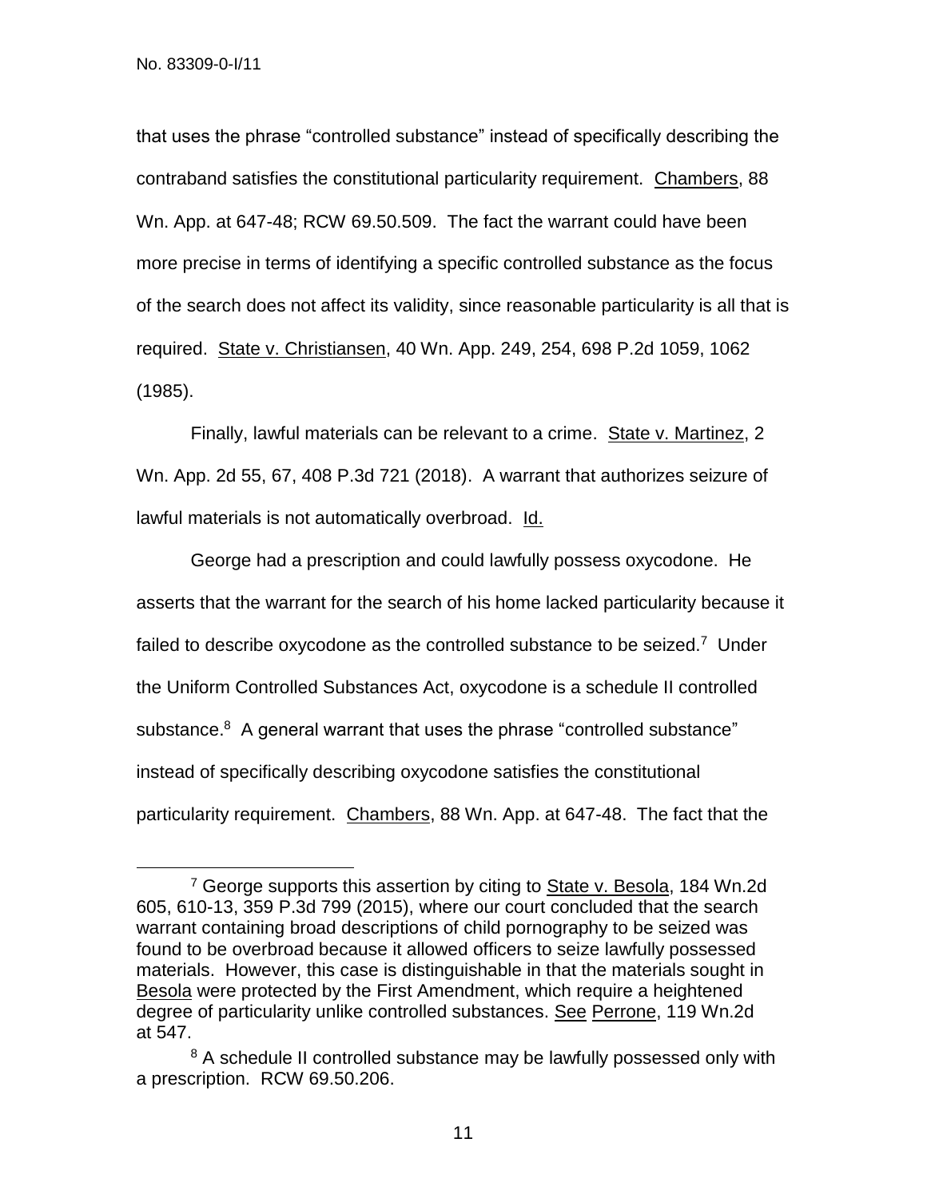that uses the phrase "controlled substance" instead of specifically describing the contraband satisfies the constitutional particularity requirement. Chambers, 88 Wn. App. at 647-48; RCW 69.50.509. The fact the warrant could have been more precise in terms of identifying a specific controlled substance as the focus of the search does not affect its validity, since reasonable particularity is all that is required. State v. Christiansen, 40 Wn. App. 249, 254, 698 P.2d 1059, 1062 (1985).

Finally, lawful materials can be relevant to a crime. State v. Martinez, 2 Wn. App. 2d 55, 67, 408 P.3d 721 (2018). A warrant that authorizes seizure of lawful materials is not automatically overbroad. Id.

George had a prescription and could lawfully possess oxycodone. He asserts that the warrant for the search of his home lacked particularity because it failed to describe oxycodone as the controlled substance to be seized.[7] Under the Uniform Controlled Substances Act, oxycodone is a schedule II controlled substance.[8] A general warrant that uses the phrase "controlled substance" instead of specifically describing oxycodone satisfies the constitutional particularity requirement. Chambers, 88 Wn. App. at 647-48. The fact that the

---

[7] George supports this assertion by citing to State v. Besola, 184 Wn.2d 605, 610-13, 359 P.3d 799 (2015), where our court concluded that the search warrant containing broad descriptions of child pornography to be seized was found to be overbroad because it allowed officers to seize lawfully possessed materials. However, this case is distinguishable in that the materials sought in Besola were protected by the First Amendment, which require a heightened degree of particularity unlike controlled substances. See Perrone, 119 Wn.2d at 547.

[8] A schedule II controlled substance may be lawfully possessed only with a prescription. RCW 69.50.206.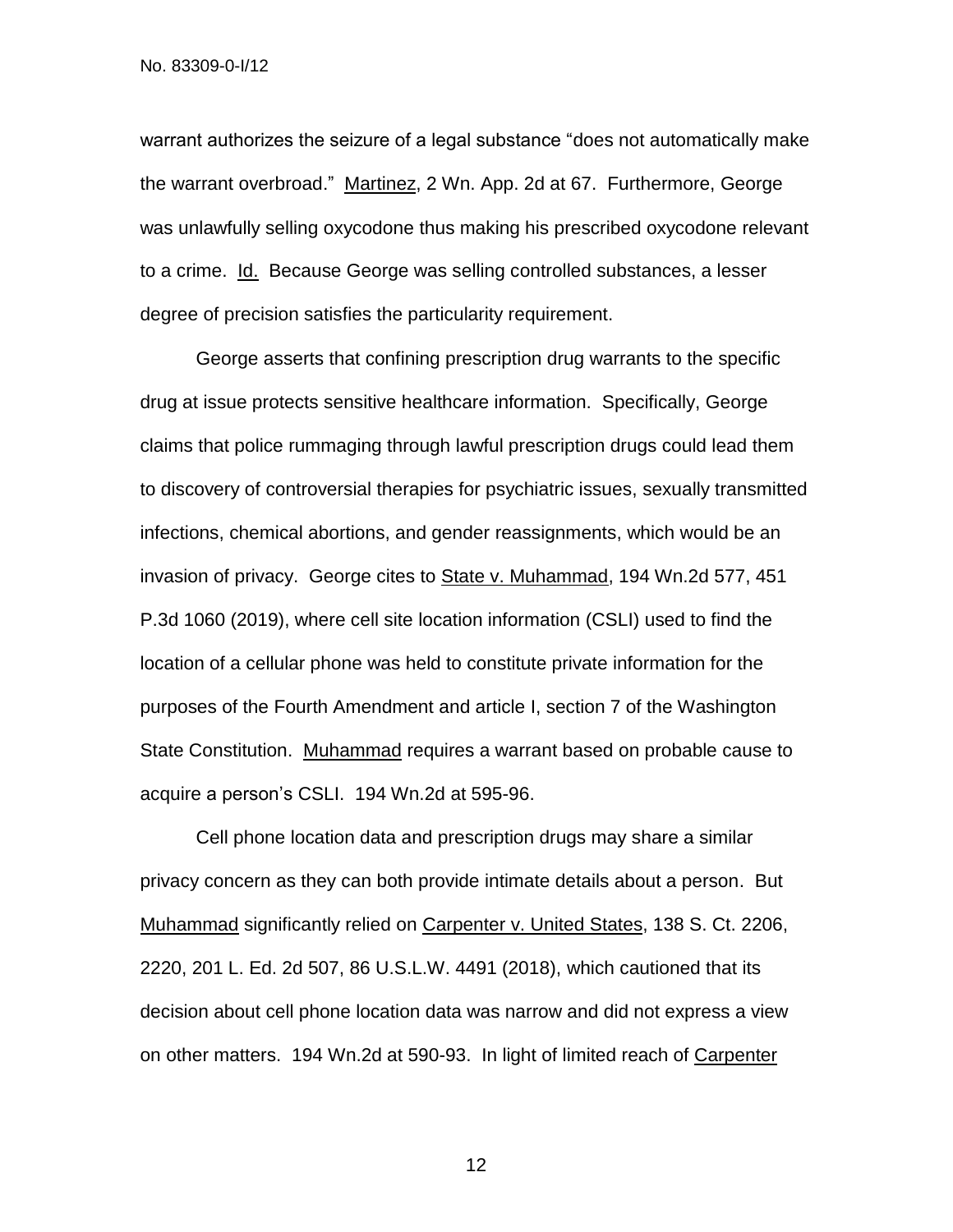warrant authorizes the seizure of a legal substance "does not automatically make the warrant overbroad." Martinez, 2 Wn. App. 2d at 67. Furthermore, George was unlawfully selling oxycodone thus making his prescribed oxycodone relevant to a crime. Id. Because George was selling controlled substances, a lesser degree of precision satisfies the particularity requirement.

George asserts that confining prescription drug warrants to the specific drug at issue protects sensitive healthcare information. Specifically, George claims that police rummaging through lawful prescription drugs could lead them to discovery of controversial therapies for psychiatric issues, sexually transmitted infections, chemical abortions, and gender reassignments, which would be an invasion of privacy. George cites to State v. Muhammad, 194 Wn.2d 577, 451 P.3d 1060 (2019), where cell site location information (CSLI) used to find the location of a cellular phone was held to constitute private information for the purposes of the Fourth Amendment and article I, section 7 of the Washington State Constitution. Muhammad requires a warrant based on probable cause to acquire a person's CSLI. 194 Wn.2d at 595-96.

Cell phone location data and prescription drugs may share a similar privacy concern as they can both provide intimate details about a person. But Muhammad significantly relied on Carpenter v. United States, 138 S. Ct. 2206, 2220, 201 L. Ed. 2d 507, 86 U.S.L.W. 4491 (2018), which cautioned that its decision about cell phone location data was narrow and did not express a view on other matters. 194 Wn.2d at 590-93. In light of limited reach of Carpenter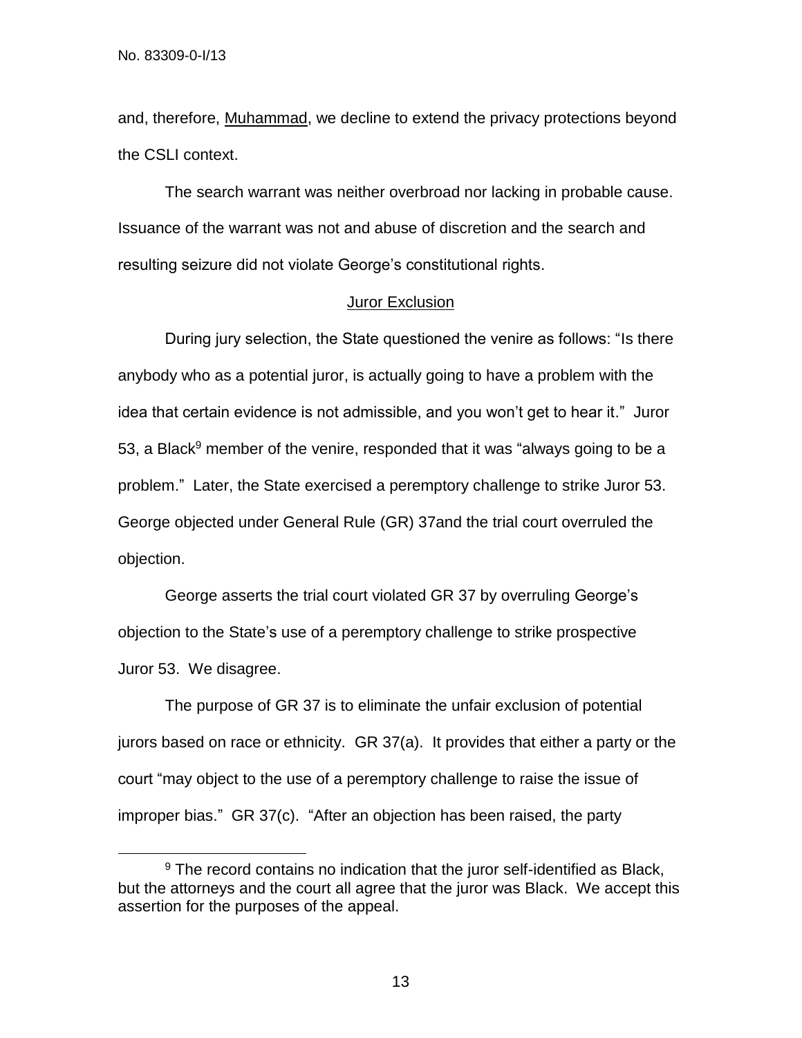and, therefore, Muhammad, we decline to extend the privacy protections beyond the CSLI context.

The search warrant was neither overbroad nor lacking in probable cause. Issuance of the warrant was not and abuse of discretion and the search and resulting seizure did not violate George's constitutional rights.

## Juror Exclusion

During jury selection, the State questioned the venire as follows: "Is there anybody who as a potential juror, is actually going to have a problem with the idea that certain evidence is not admissible, and you won't get to hear it." Juror 53, a Black[9] member of the venire, responded that it was "always going to be a problem." Later, the State exercised a peremptory challenge to strike Juror 53. George objected under General Rule (GR) 37and the trial court overruled the objection.

George asserts the trial court violated GR 37 by overruling George's objection to the State's use of a peremptory challenge to strike prospective Juror 53. We disagree.

The purpose of GR 37 is to eliminate the unfair exclusion of potential jurors based on race or ethnicity. GR 37(a). It provides that either a party or the court "may object to the use of a peremptory challenge to raise the issue of improper bias." GR 37(c). "After an objection has been raised, the party

---

[9] The record contains no indication that the juror self-identified as Black, but the attorneys and the court all agree that the juror was Black. We accept this assertion for the purposes of the appeal.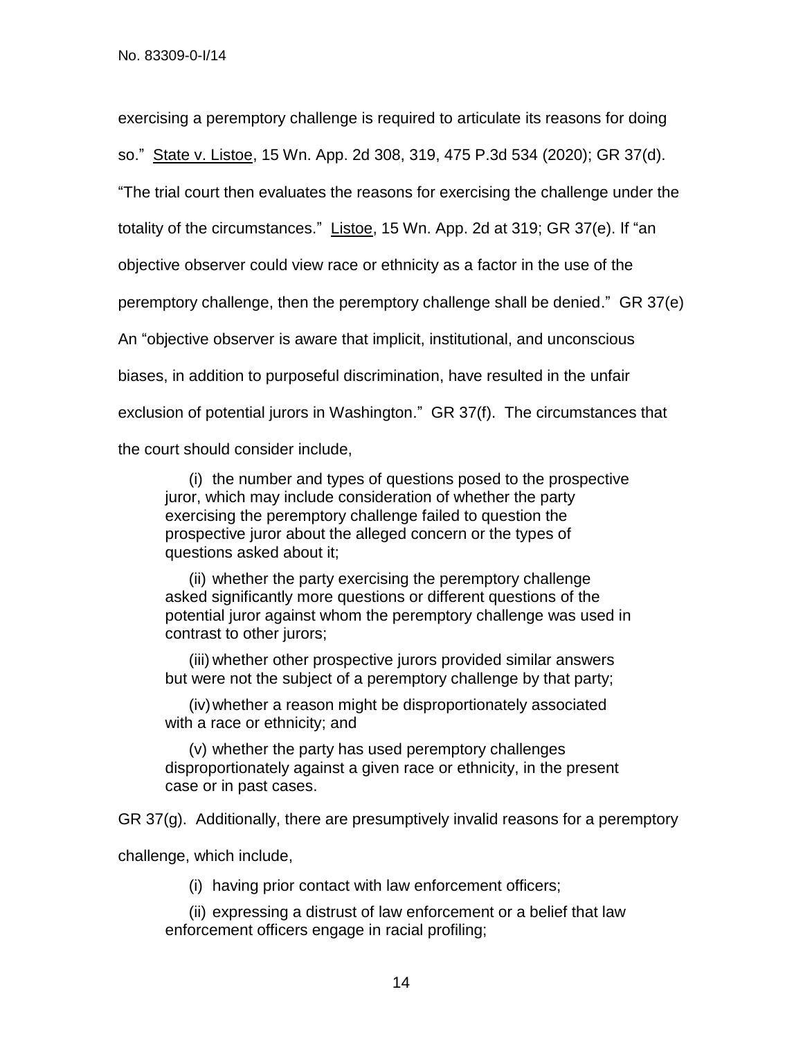exercising a peremptory challenge is required to articulate its reasons for doing so." State v. Listoe, 15 Wn. App. 2d 308, 319, 475 P.3d 534 (2020); GR 37(d). "The trial court then evaluates the reasons for exercising the challenge under the totality of the circumstances." Listoe, 15 Wn. App. 2d at 319; GR 37(e). If "an objective observer could view race or ethnicity as a factor in the use of the peremptory challenge, then the peremptory challenge shall be denied." GR 37(e) An "objective observer is aware that implicit, institutional, and unconscious biases, in addition to purposeful discrimination, have resulted in the unfair exclusion of potential jurors in Washington." GR 37(f). The circumstances that the court should consider include,

> (i) the number and types of questions posed to the prospective juror, which may include consideration of whether the party exercising the peremptory challenge failed to question the prospective juror about the alleged concern or the types of questions asked about it;
>
> (ii) whether the party exercising the peremptory challenge asked significantly more questions or different questions of the potential juror against whom the peremptory challenge was used in contrast to other jurors;
>
> (iii) whether other prospective jurors provided similar answers but were not the subject of a peremptory challenge by that party;
>
> (iv) whether a reason might be disproportionately associated with a race or ethnicity; and
>
> (v) whether the party has used peremptory challenges disproportionately against a given race or ethnicity, in the present case or in past cases.

GR 37(g). Additionally, there are presumptively invalid reasons for a peremptory challenge, which include,

> (i) having prior contact with law enforcement officers;
>
> (ii) expressing a distrust of law enforcement or a belief that law enforcement officers engage in racial profiling;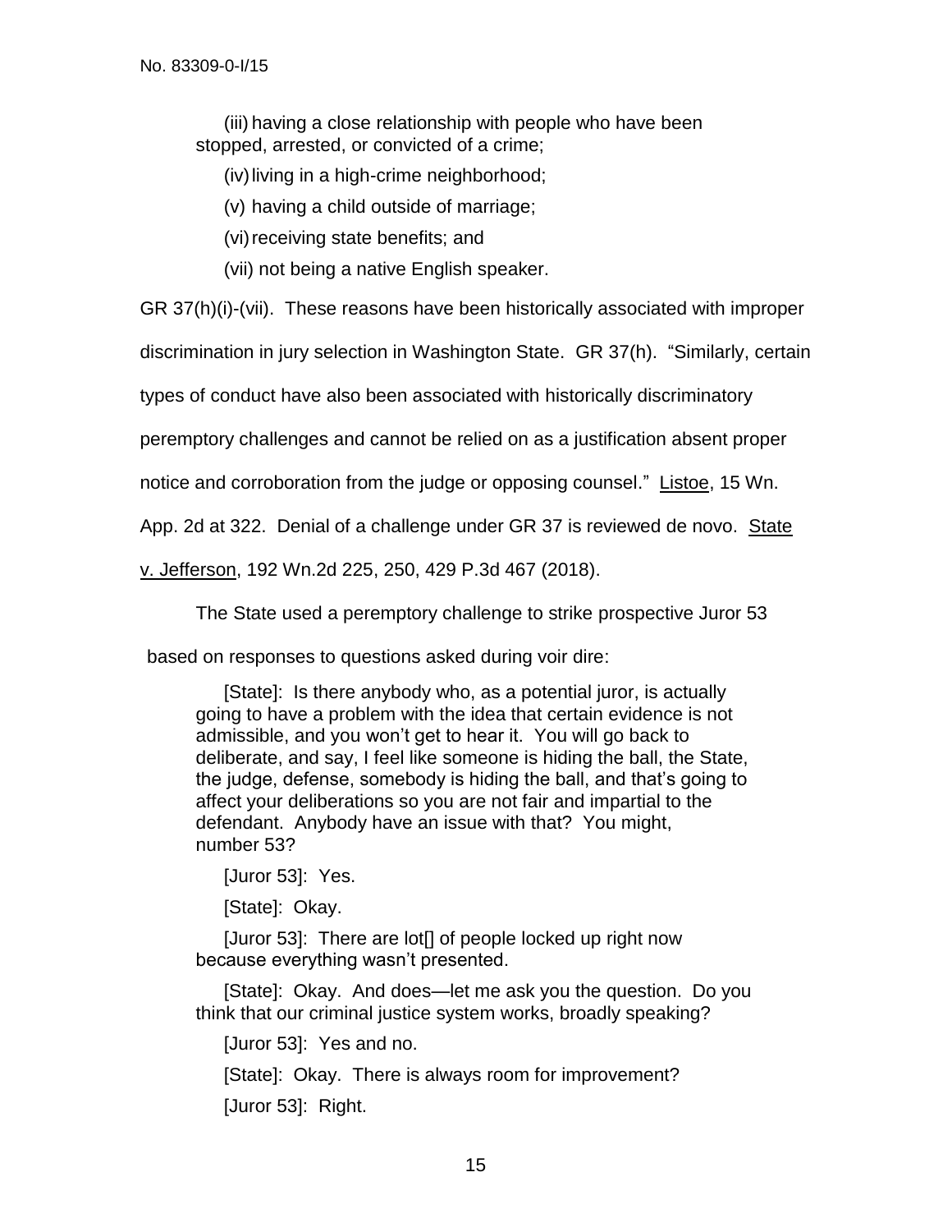(iii) having a close relationship with people who have been stopped, arrested, or convicted of a crime;

(iv) living in a high-crime neighborhood;

(v) having a child outside of marriage;

(vi) receiving state benefits; and

(vii) not being a native English speaker.

GR 37(h)(i)-(vii). These reasons have been historically associated with improper discrimination in jury selection in Washington State. GR 37(h). "Similarly, certain types of conduct have also been associated with historically discriminatory peremptory challenges and cannot be relied on as a justification absent proper notice and corroboration from the judge or opposing counsel." Listoe, 15 Wn. App. 2d at 322. Denial of a challenge under GR 37 is reviewed de novo. State v. Jefferson, 192 Wn.2d 225, 250, 429 P.3d 467 (2018).

The State used a peremptory challenge to strike prospective Juror 53 based on responses to questions asked during voir dire:

> [State]: Is there anybody who, as a potential juror, is actually going to have a problem with the idea that certain evidence is not admissible, and you won't get to hear it. You will go back to deliberate, and say, I feel like someone is hiding the ball, the State, the judge, defense, somebody is hiding the ball, and that's going to affect your deliberations so you are not fair and impartial to the defendant. Anybody have an issue with that? You might, number 53?
>
> [Juror 53]: Yes.
>
> [State]: Okay.
>
> [Juror 53]: There are lot[] of people locked up right now because everything wasn't presented.
>
> [State]: Okay. And does—let me ask you the question. Do you think that our criminal justice system works, broadly speaking?
>
> [Juror 53]: Yes and no.
>
> [State]: Okay. There is always room for improvement?
>
> [Juror 53]: Right.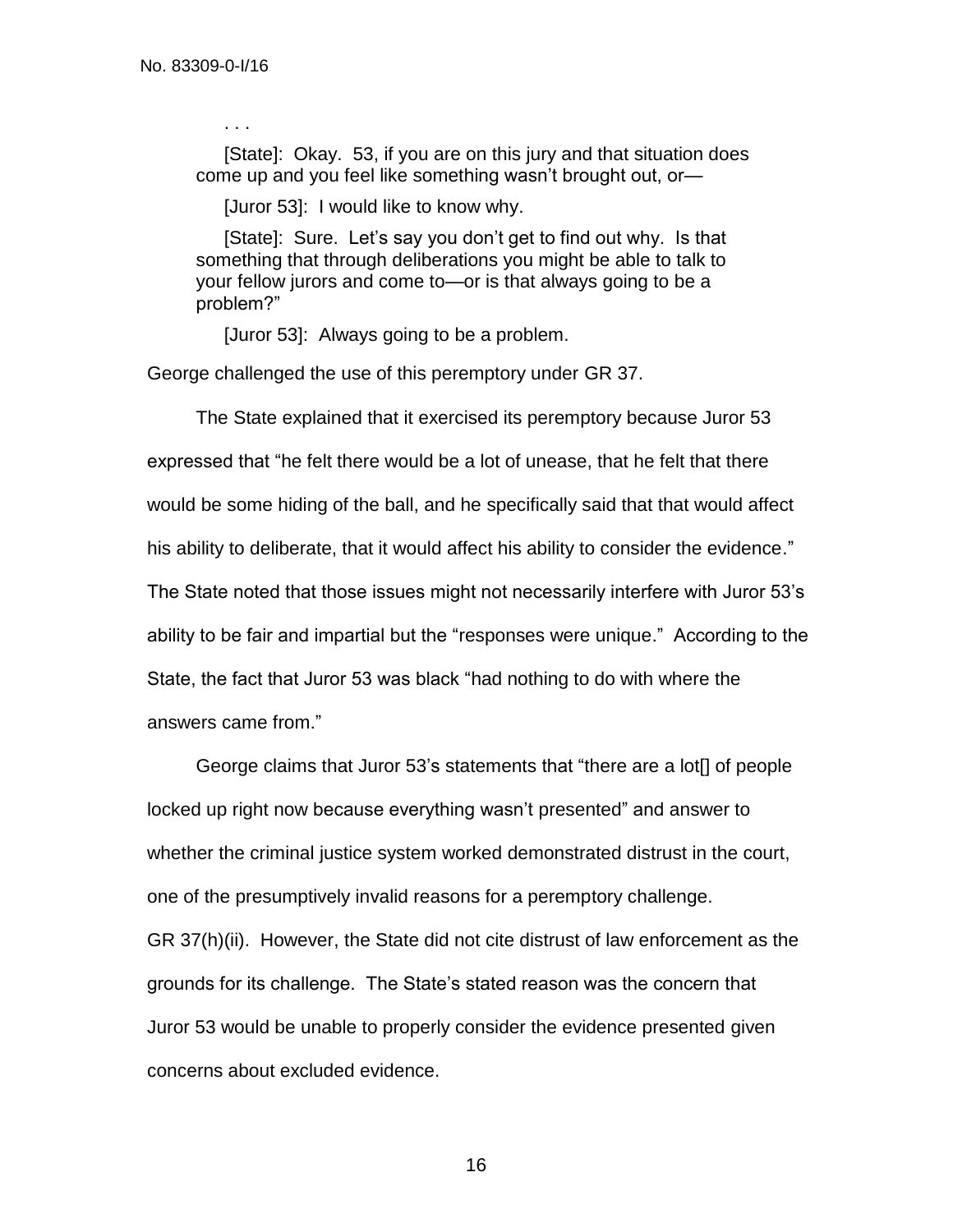. . .

> [State]: Okay. 53, if you are on this jury and that situation does come up and you feel like something wasn't brought out, or—
>
> [Juror 53]: I would like to know why.
>
> [State]: Sure. Let's say you don't get to find out why. Is that something that through deliberations you might be able to talk to your fellow jurors and come to—or is that always going to be a problem?"
>
> [Juror 53]: Always going to be a problem.

George challenged the use of this peremptory under GR 37.

The State explained that it exercised its peremptory because Juror 53 expressed that "he felt there would be a lot of unease, that he felt that there would be some hiding of the ball, and he specifically said that that would affect his ability to deliberate, that it would affect his ability to consider the evidence." The State noted that those issues might not necessarily interfere with Juror 53's ability to be fair and impartial but the "responses were unique." According to the State, the fact that Juror 53 was black "had nothing to do with where the answers came from."

George claims that Juror 53's statements that "there are a lot[] of people locked up right now because everything wasn't presented" and answer to whether the criminal justice system worked demonstrated distrust in the court, one of the presumptively invalid reasons for a peremptory challenge. GR 37(h)(ii). However, the State did not cite distrust of law enforcement as the grounds for its challenge. The State's stated reason was the concern that Juror 53 would be unable to properly consider the evidence presented given concerns about excluded evidence.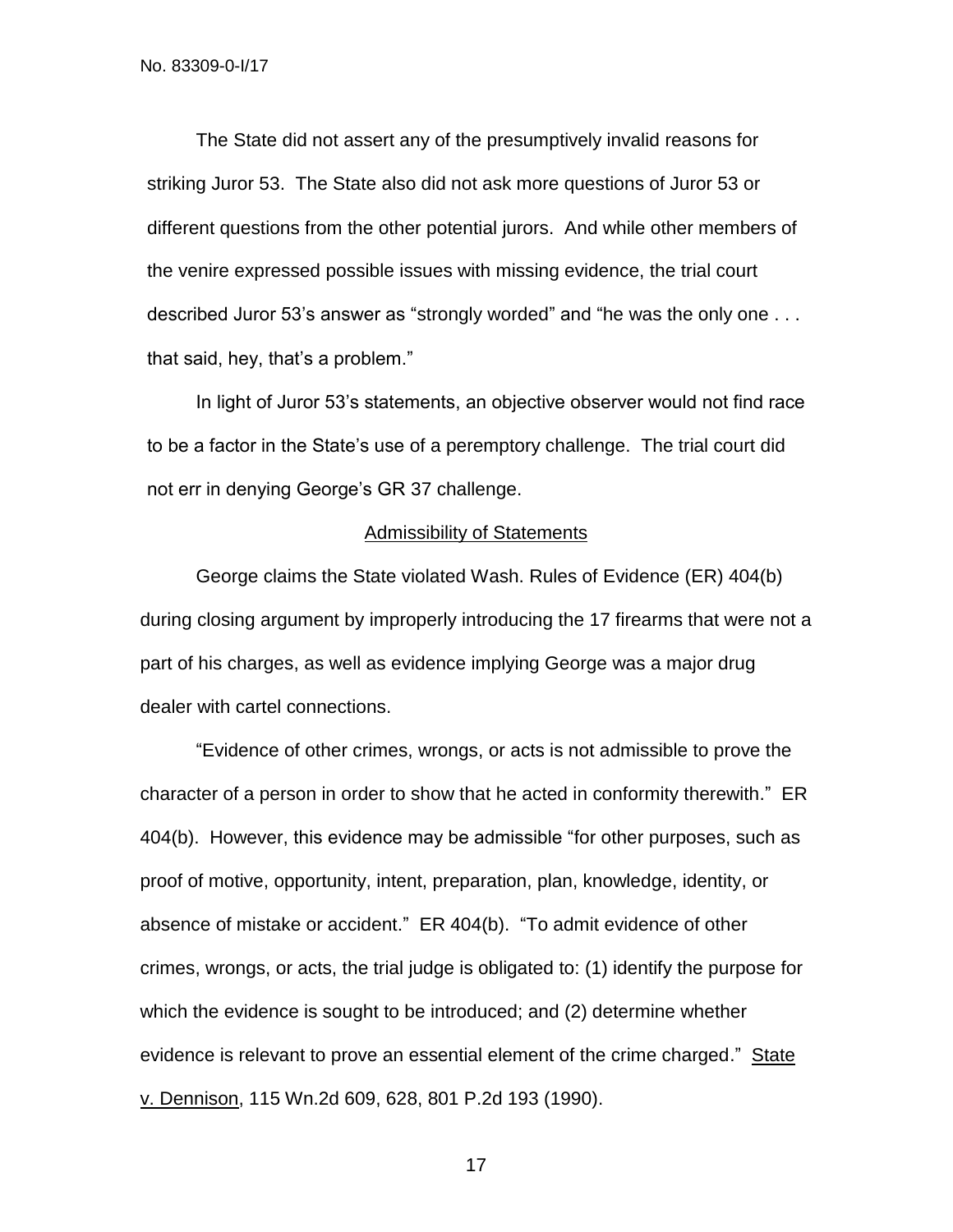The State did not assert any of the presumptively invalid reasons for striking Juror 53. The State also did not ask more questions of Juror 53 or different questions from the other potential jurors. And while other members of the venire expressed possible issues with missing evidence, the trial court described Juror 53's answer as "strongly worded" and "he was the only one . . . that said, hey, that's a problem."

In light of Juror 53's statements, an objective observer would not find race to be a factor in the State's use of a peremptory challenge. The trial court did not err in denying George's GR 37 challenge.

## Admissibility of Statements

George claims the State violated Wash. Rules of Evidence (ER) 404(b) during closing argument by improperly introducing the 17 firearms that were not a part of his charges, as well as evidence implying George was a major drug dealer with cartel connections.

"Evidence of other crimes, wrongs, or acts is not admissible to prove the character of a person in order to show that he acted in conformity therewith." ER 404(b). However, this evidence may be admissible "for other purposes, such as proof of motive, opportunity, intent, preparation, plan, knowledge, identity, or absence of mistake or accident." ER 404(b). "To admit evidence of other crimes, wrongs, or acts, the trial judge is obligated to: (1) identify the purpose for which the evidence is sought to be introduced; and (2) determine whether evidence is relevant to prove an essential element of the crime charged." State v. Dennison, 115 Wn.2d 609, 628, 801 P.2d 193 (1990).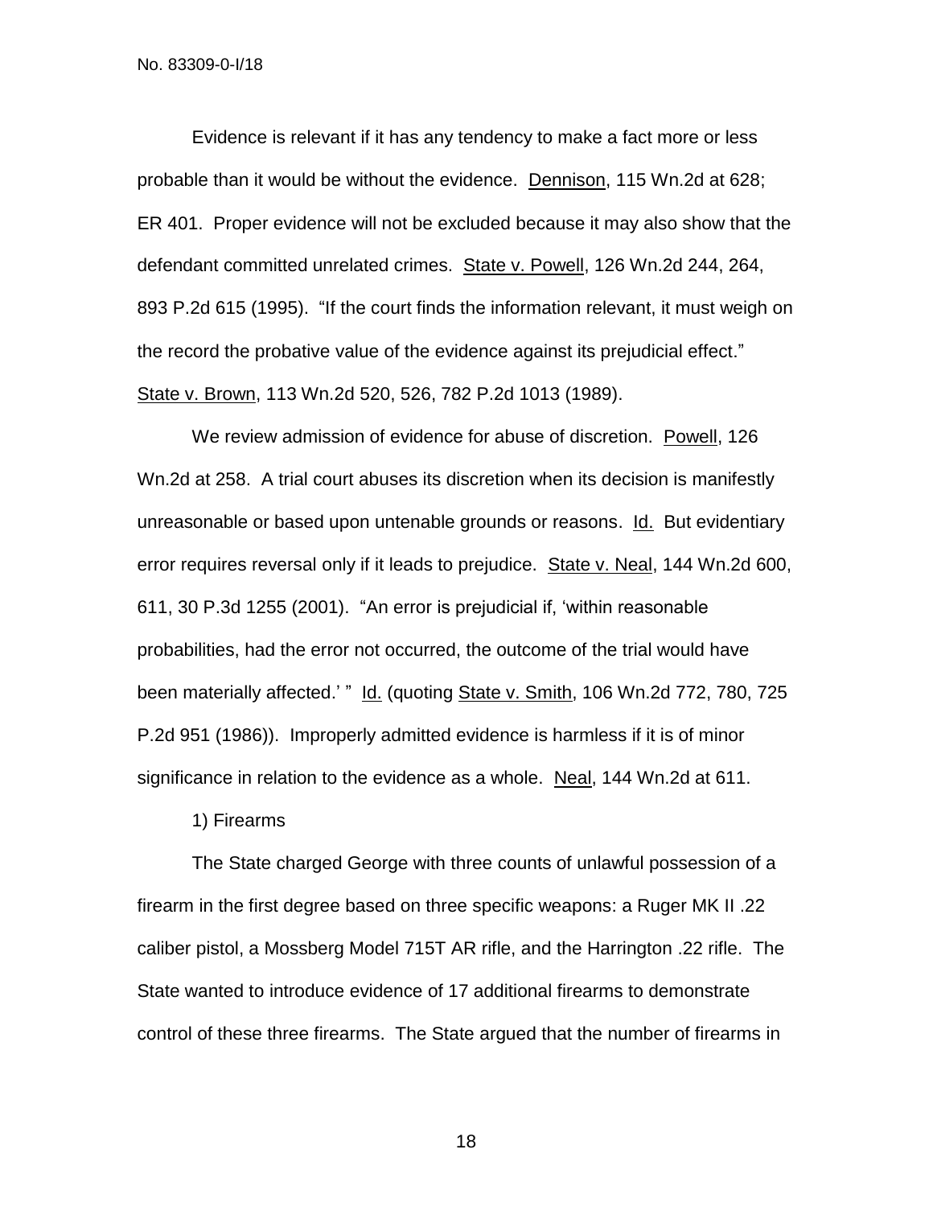Evidence is relevant if it has any tendency to make a fact more or less probable than it would be without the evidence. Dennison, 115 Wn.2d at 628; ER 401. Proper evidence will not be excluded because it may also show that the defendant committed unrelated crimes. State v. Powell, 126 Wn.2d 244, 264, 893 P.2d 615 (1995). "If the court finds the information relevant, it must weigh on the record the probative value of the evidence against its prejudicial effect." State v. Brown, 113 Wn.2d 520, 526, 782 P.2d 1013 (1989).

We review admission of evidence for abuse of discretion. Powell, 126 Wn.2d at 258. A trial court abuses its discretion when its decision is manifestly unreasonable or based upon untenable grounds or reasons. Id. But evidentiary error requires reversal only if it leads to prejudice. State v. Neal, 144 Wn.2d 600, 611, 30 P.3d 1255 (2001). "An error is prejudicial if, 'within reasonable probabilities, had the error not occurred, the outcome of the trial would have been materially affected.' " Id. (quoting State v. Smith, 106 Wn.2d 772, 780, 725 P.2d 951 (1986)). Improperly admitted evidence is harmless if it is of minor significance in relation to the evidence as a whole. Neal, 144 Wn.2d at 611.

1) Firearms

The State charged George with three counts of unlawful possession of a firearm in the first degree based on three specific weapons: a Ruger MK II .22 caliber pistol, a Mossberg Model 715T AR rifle, and the Harrington .22 rifle. The State wanted to introduce evidence of 17 additional firearms to demonstrate control of these three firearms. The State argued that the number of firearms in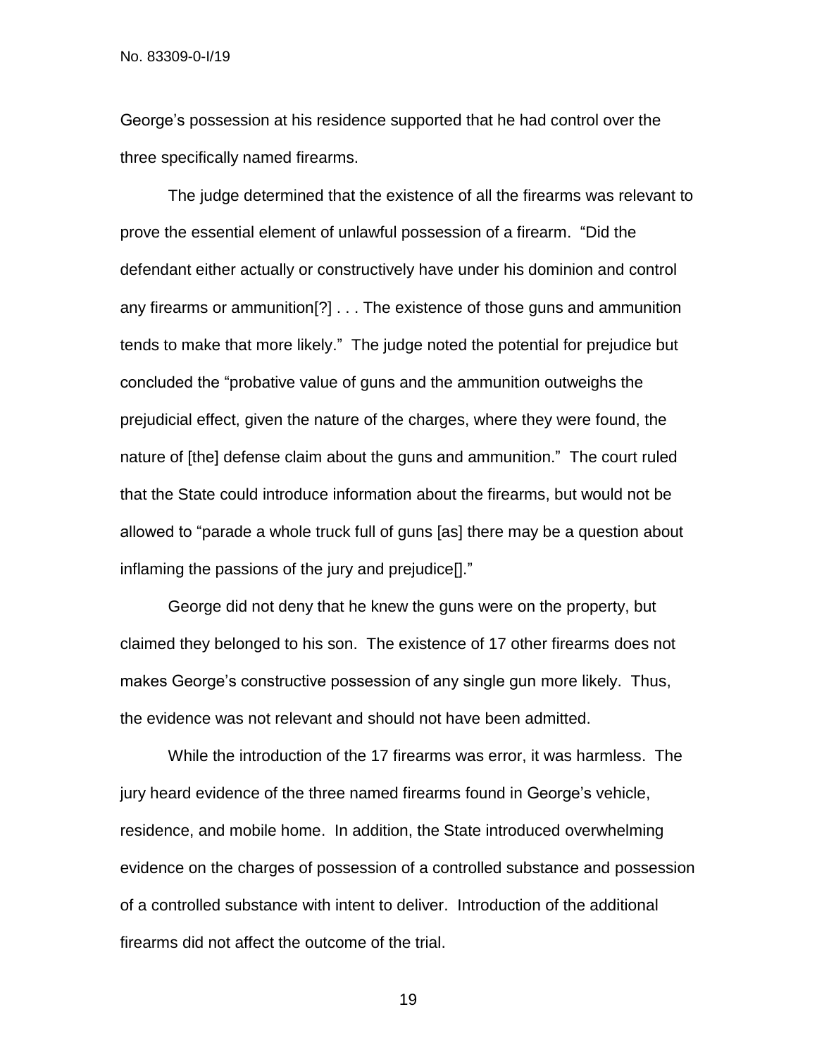George's possession at his residence supported that he had control over the three specifically named firearms.

The judge determined that the existence of all the firearms was relevant to prove the essential element of unlawful possession of a firearm. "Did the defendant either actually or constructively have under his dominion and control any firearms or ammunition[?] . . . The existence of those guns and ammunition tends to make that more likely." The judge noted the potential for prejudice but concluded the "probative value of guns and the ammunition outweighs the prejudicial effect, given the nature of the charges, where they were found, the nature of [the] defense claim about the guns and ammunition." The court ruled that the State could introduce information about the firearms, but would not be allowed to "parade a whole truck full of guns [as] there may be a question about inflaming the passions of the jury and prejudice[]."

George did not deny that he knew the guns were on the property, but claimed they belonged to his son. The existence of 17 other firearms does not makes George's constructive possession of any single gun more likely. Thus, the evidence was not relevant and should not have been admitted.

While the introduction of the 17 firearms was error, it was harmless. The jury heard evidence of the three named firearms found in George's vehicle, residence, and mobile home. In addition, the State introduced overwhelming evidence on the charges of possession of a controlled substance and possession of a controlled substance with intent to deliver. Introduction of the additional firearms did not affect the outcome of the trial.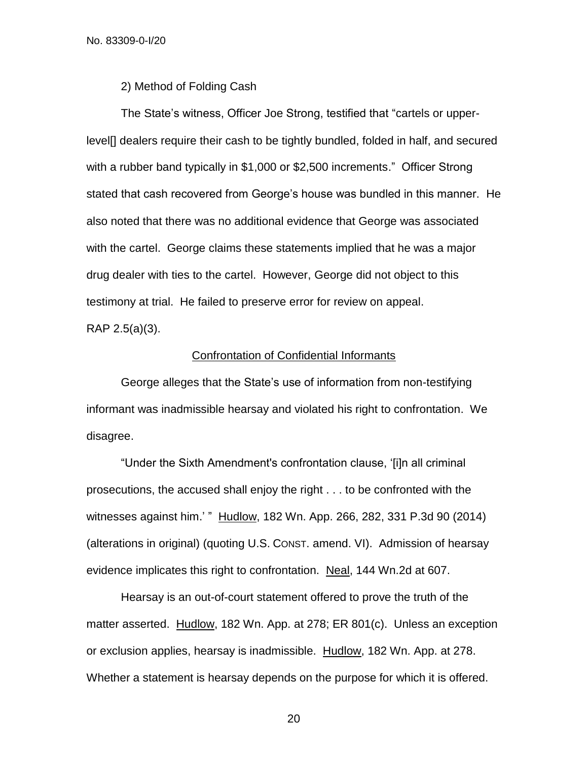2) Method of Folding Cash

The State's witness, Officer Joe Strong, testified that "cartels or upper-level[] dealers require their cash to be tightly bundled, folded in half, and secured with a rubber band typically in $1,000 or $2,500 increments." Officer Strong stated that cash recovered from George's house was bundled in this manner. He also noted that there was no additional evidence that George was associated with the cartel. George claims these statements implied that he was a major drug dealer with ties to the cartel. However, George did not object to this testimony at trial. He failed to preserve error for review on appeal. RAP 2.5(a)(3).

Confrontation of Confidential Informants

George alleges that the State's use of information from non-testifying informant was inadmissible hearsay and violated his right to confrontation. We disagree.

"Under the Sixth Amendment's confrontation clause, '[i]n all criminal prosecutions, the accused shall enjoy the right . . . to be confronted with the witnesses against him.' " Hudlow, 182 Wn. App. 266, 282, 331 P.3d 90 (2014) (alterations in original) (quoting U.S. CONST. amend. VI). Admission of hearsay evidence implicates this right to confrontation. Neal, 144 Wn.2d at 607.

Hearsay is an out-of-court statement offered to prove the truth of the matter asserted. Hudlow, 182 Wn. App. at 278; ER 801(c). Unless an exception or exclusion applies, hearsay is inadmissible. Hudlow, 182 Wn. App. at 278. Whether a statement is hearsay depends on the purpose for which it is offered.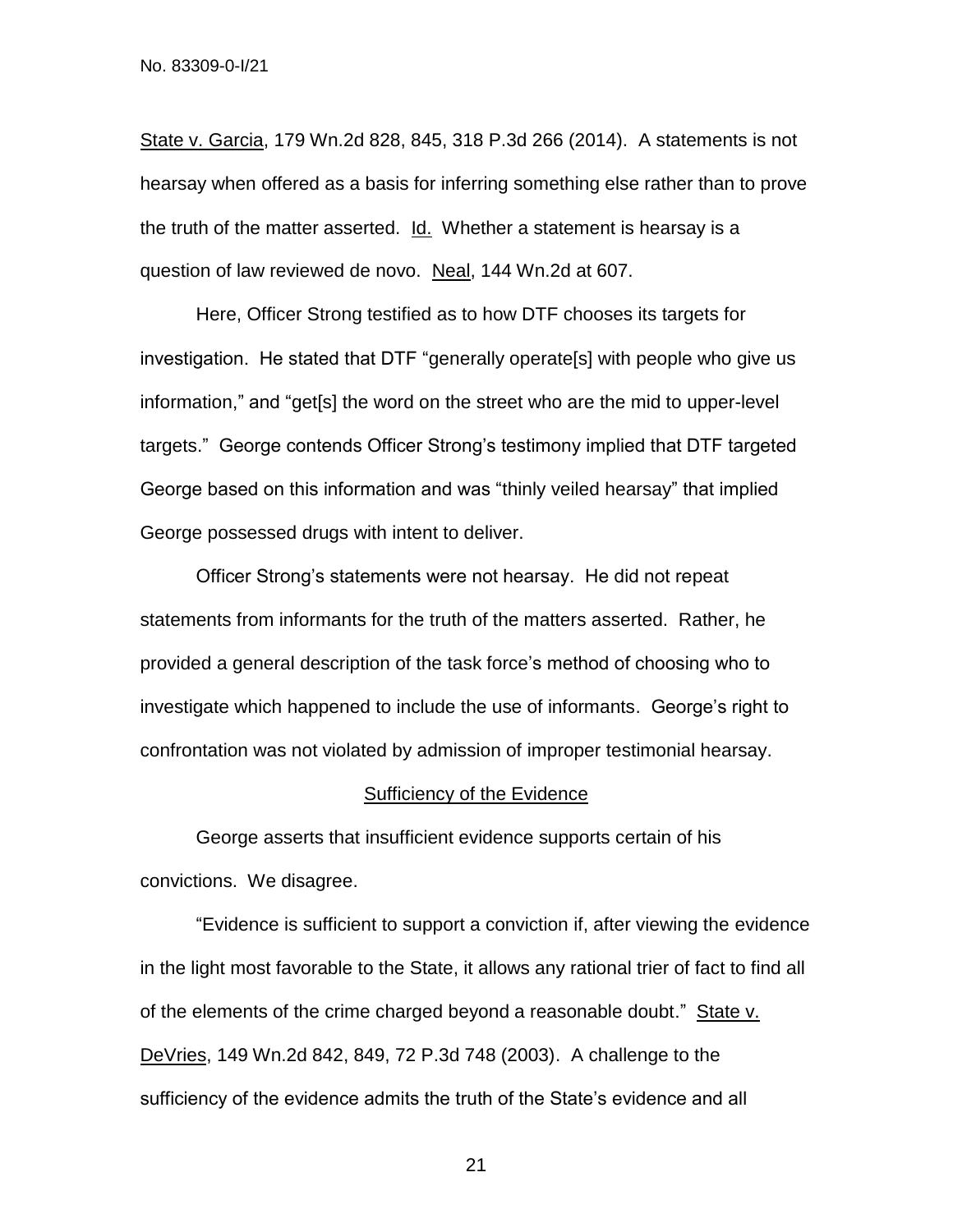State v. Garcia, 179 Wn.2d 828, 845, 318 P.3d 266 (2014). A statements is not hearsay when offered as a basis for inferring something else rather than to prove the truth of the matter asserted. Id. Whether a statement is hearsay is a question of law reviewed de novo. Neal, 144 Wn.2d at 607.

Here, Officer Strong testified as to how DTF chooses its targets for investigation. He stated that DTF "generally operate[s] with people who give us information," and "get[s] the word on the street who are the mid to upper-level targets." George contends Officer Strong's testimony implied that DTF targeted George based on this information and was "thinly veiled hearsay" that implied George possessed drugs with intent to deliver.

Officer Strong's statements were not hearsay. He did not repeat statements from informants for the truth of the matters asserted. Rather, he provided a general description of the task force's method of choosing who to investigate which happened to include the use of informants. George's right to confrontation was not violated by admission of improper testimonial hearsay.

## Sufficiency of the Evidence

George asserts that insufficient evidence supports certain of his convictions. We disagree.

"Evidence is sufficient to support a conviction if, after viewing the evidence in the light most favorable to the State, it allows any rational trier of fact to find all of the elements of the crime charged beyond a reasonable doubt." State v. DeVries, 149 Wn.2d 842, 849, 72 P.3d 748 (2003). A challenge to the sufficiency of the evidence admits the truth of the State's evidence and all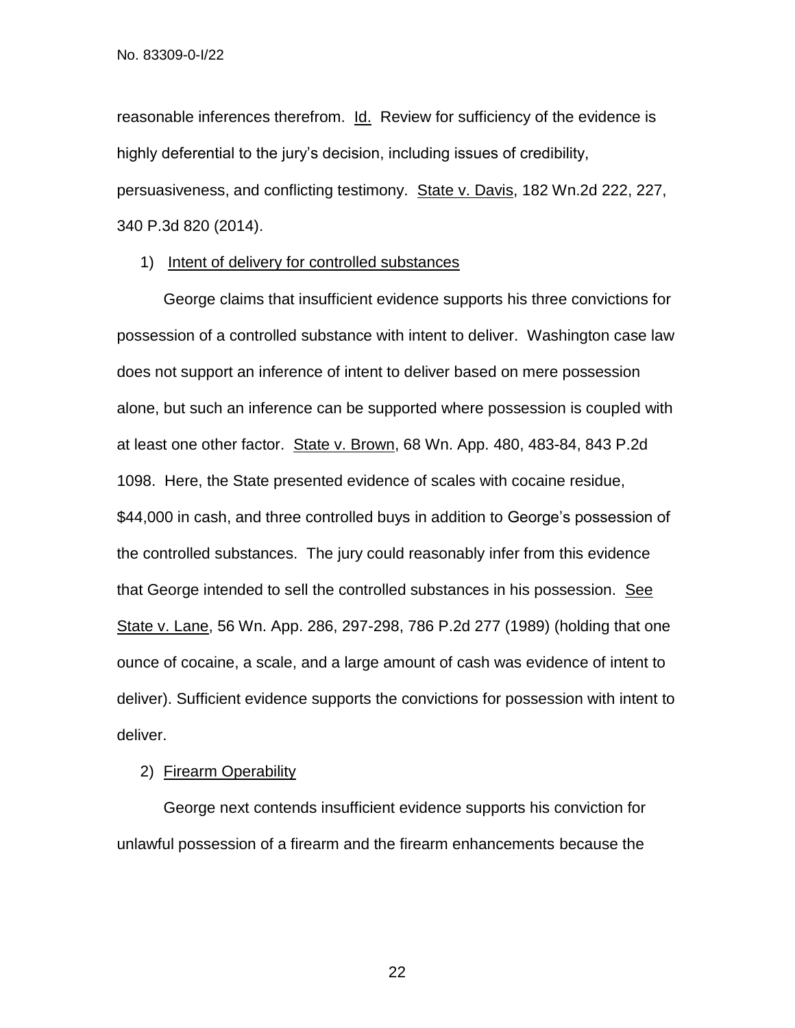reasonable inferences therefrom. Id. Review for sufficiency of the evidence is highly deferential to the jury's decision, including issues of credibility, persuasiveness, and conflicting testimony. State v. Davis, 182 Wn.2d 222, 227, 340 P.3d 820 (2014).

1) Intent of delivery for controlled substances

George claims that insufficient evidence supports his three convictions for possession of a controlled substance with intent to deliver. Washington case law does not support an inference of intent to deliver based on mere possession alone, but such an inference can be supported where possession is coupled with at least one other factor. State v. Brown, 68 Wn. App. 480, 483-84, 843 P.2d 1098. Here, the State presented evidence of scales with cocaine residue, \$44,000 in cash, and three controlled buys in addition to George's possession of the controlled substances. The jury could reasonably infer from this evidence that George intended to sell the controlled substances in his possession. See State v. Lane, 56 Wn. App. 286, 297-298, 786 P.2d 277 (1989) (holding that one ounce of cocaine, a scale, and a large amount of cash was evidence of intent to deliver). Sufficient evidence supports the convictions for possession with intent to deliver.

2) Firearm Operability

George next contends insufficient evidence supports his conviction for unlawful possession of a firearm and the firearm enhancements because the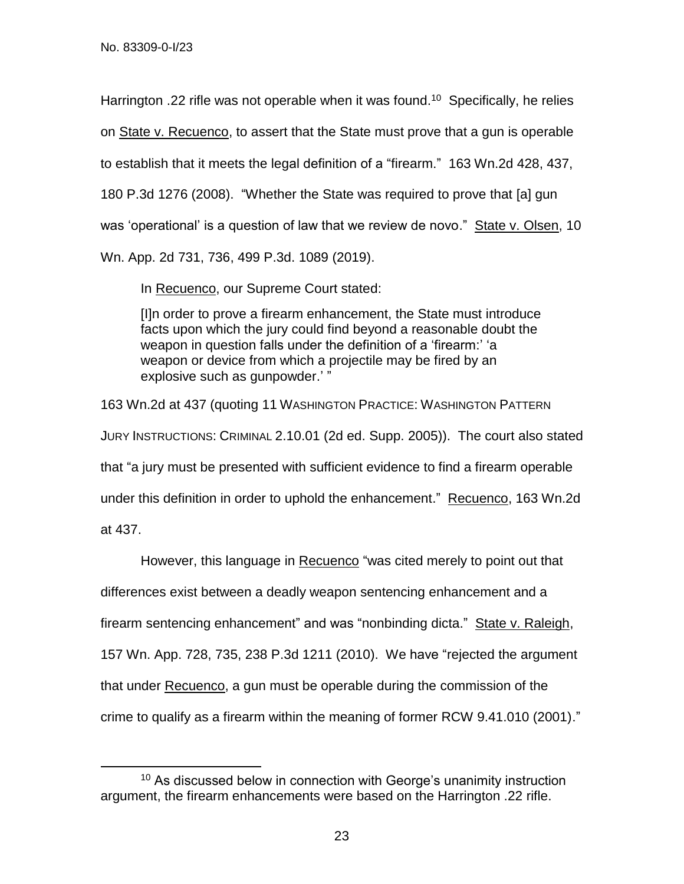Harrington .22 rifle was not operable when it was found.[10] Specifically, he relies on State v. Recuenco, to assert that the State must prove that a gun is operable to establish that it meets the legal definition of a "firearm." 163 Wn.2d 428, 437, 180 P.3d 1276 (2008). "Whether the State was required to prove that [a] gun was 'operational' is a question of law that we review de novo." State v. Olsen, 10 Wn. App. 2d 731, 736, 499 P.3d. 1089 (2019).

In Recuenco, our Supreme Court stated:

> [I]n order to prove a firearm enhancement, the State must introduce facts upon which the jury could find beyond a reasonable doubt the weapon in question falls under the definition of a 'firearm:' 'a weapon or device from which a projectile may be fired by an explosive such as gunpowder.' "

163 Wn.2d at 437 (quoting 11 WASHINGTON PRACTICE: WASHINGTON PATTERN JURY INSTRUCTIONS: CRIMINAL 2.10.01 (2d ed. Supp. 2005)). The court also stated that "a jury must be presented with sufficient evidence to find a firearm operable under this definition in order to uphold the enhancement." Recuenco, 163 Wn.2d at 437.

However, this language in Recuenco "was cited merely to point out that differences exist between a deadly weapon sentencing enhancement and a firearm sentencing enhancement" and was "nonbinding dicta." State v. Raleigh, 157 Wn. App. 728, 735, 238 P.3d 1211 (2010). We have "rejected the argument that under Recuenco, a gun must be operable during the commission of the crime to qualify as a firearm within the meaning of former RCW 9.41.010 (2001)."

[10] As discussed below in connection with George's unanimity instruction argument, the firearm enhancements were based on the Harrington .22 rifle.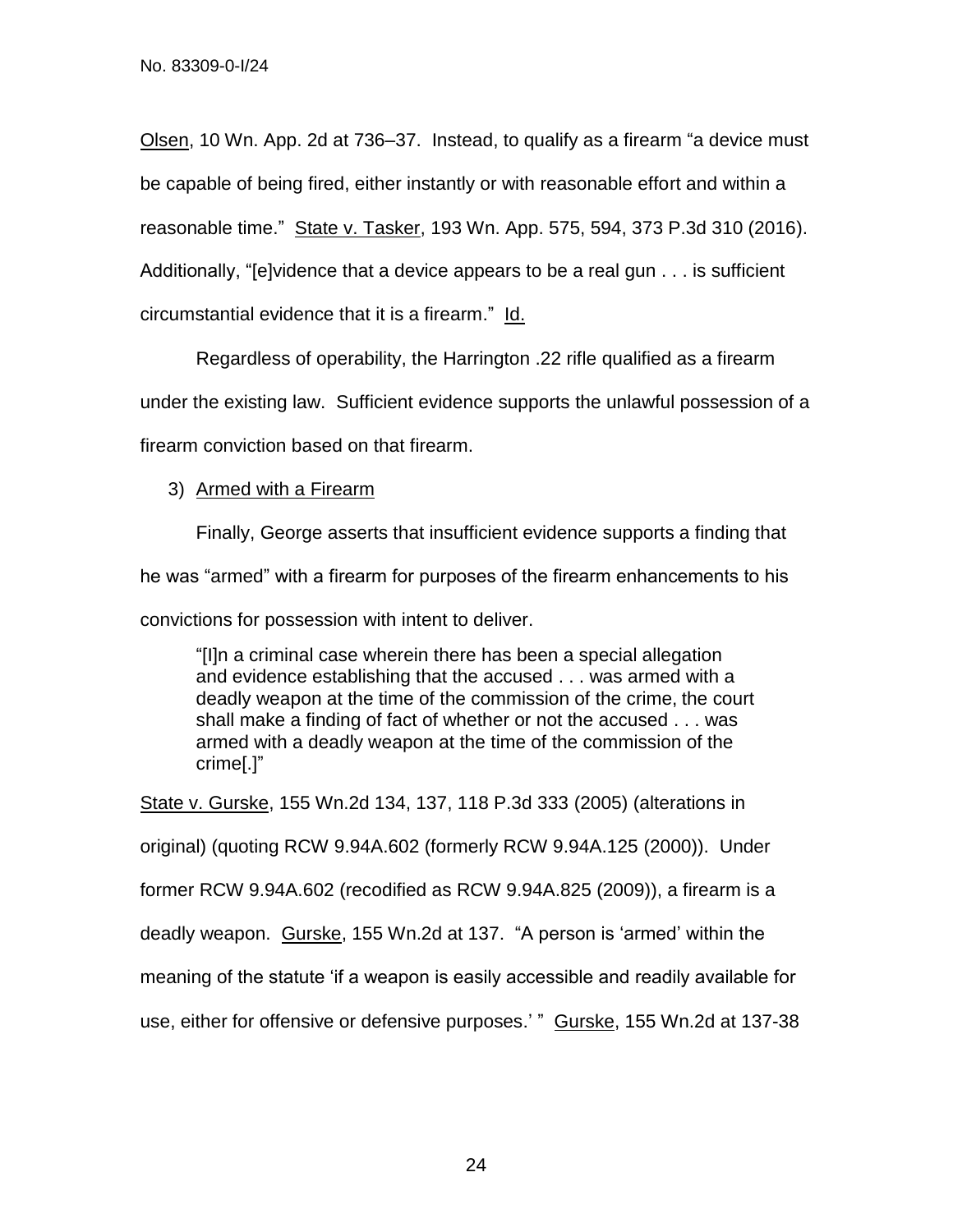Olsen, 10 Wn. App. 2d at 736–37. Instead, to qualify as a firearm "a device must be capable of being fired, either instantly or with reasonable effort and within a reasonable time." State v. Tasker, 193 Wn. App. 575, 594, 373 P.3d 310 (2016). Additionally, "[e]vidence that a device appears to be a real gun . . . is sufficient circumstantial evidence that it is a firearm." Id.

Regardless of operability, the Harrington .22 rifle qualified as a firearm under the existing law. Sufficient evidence supports the unlawful possession of a firearm conviction based on that firearm.

3) Armed with a Firearm

Finally, George asserts that insufficient evidence supports a finding that he was "armed" with a firearm for purposes of the firearm enhancements to his convictions for possession with intent to deliver.

> "[I]n a criminal case wherein there has been a special allegation and evidence establishing that the accused . . . was armed with a deadly weapon at the time of the commission of the crime, the court shall make a finding of fact of whether or not the accused . . . was armed with a deadly weapon at the time of the commission of the crime[.]"

State v. Gurske, 155 Wn.2d 134, 137, 118 P.3d 333 (2005) (alterations in original) (quoting RCW 9.94A.602 (formerly RCW 9.94A.125 (2000)). Under former RCW 9.94A.602 (recodified as RCW 9.94A.825 (2009)), a firearm is a deadly weapon. Gurske, 155 Wn.2d at 137. "A person is 'armed' within the meaning of the statute 'if a weapon is easily accessible and readily available for use, either for offensive or defensive purposes.' " Gurske, 155 Wn.2d at 137-38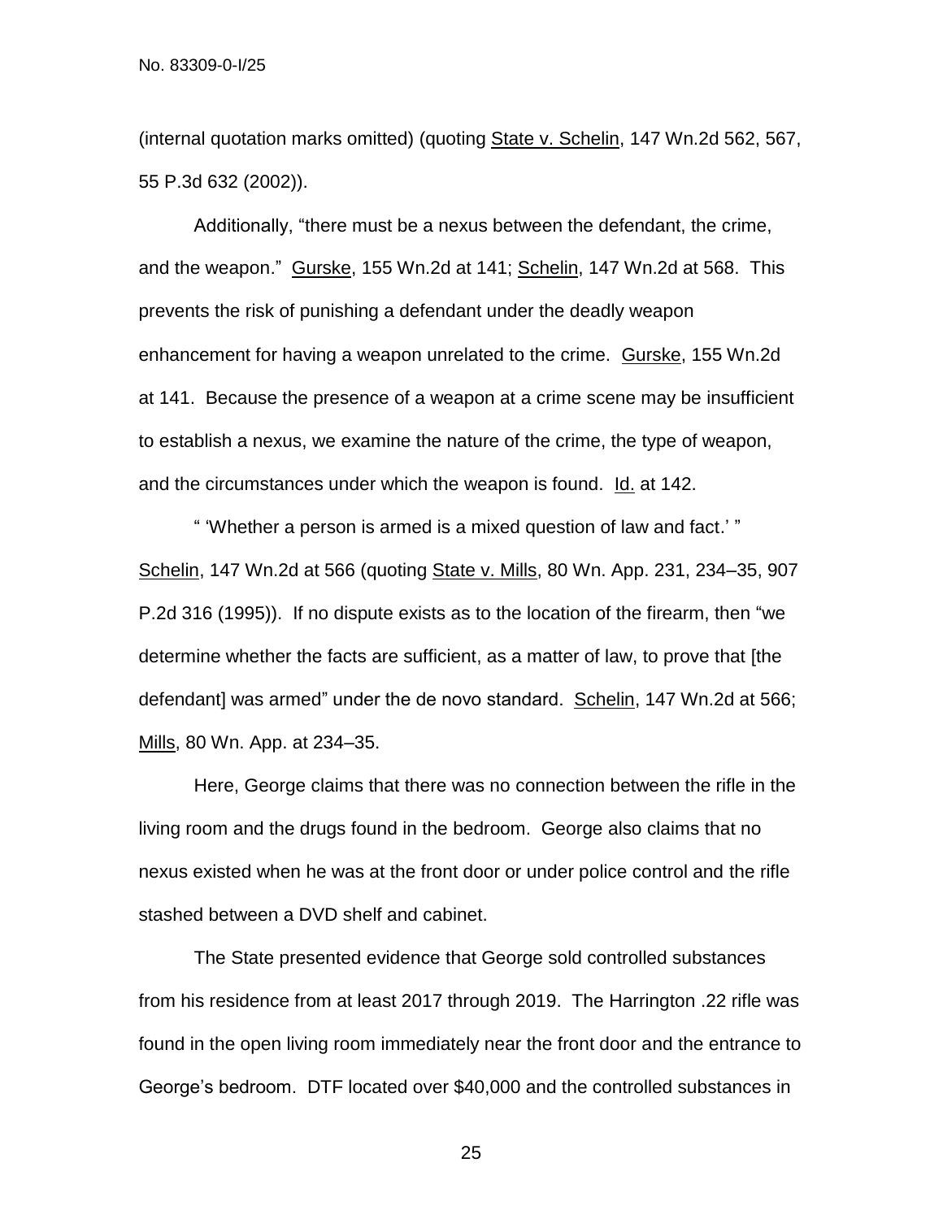(internal quotation marks omitted) (quoting State v. Schelin, 147 Wn.2d 562, 567, 55 P.3d 632 (2002)).

Additionally, "there must be a nexus between the defendant, the crime, and the weapon." Gurske, 155 Wn.2d at 141; Schelin, 147 Wn.2d at 568. This prevents the risk of punishing a defendant under the deadly weapon enhancement for having a weapon unrelated to the crime. Gurske, 155 Wn.2d at 141. Because the presence of a weapon at a crime scene may be insufficient to establish a nexus, we examine the nature of the crime, the type of weapon, and the circumstances under which the weapon is found. Id. at 142.

" 'Whether a person is armed is a mixed question of law and fact.' " Schelin, 147 Wn.2d at 566 (quoting State v. Mills, 80 Wn. App. 231, 234–35, 907 P.2d 316 (1995)). If no dispute exists as to the location of the firearm, then "we determine whether the facts are sufficient, as a matter of law, to prove that [the defendant] was armed" under the de novo standard. Schelin, 147 Wn.2d at 566; Mills, 80 Wn. App. at 234–35.

Here, George claims that there was no connection between the rifle in the living room and the drugs found in the bedroom. George also claims that no nexus existed when he was at the front door or under police control and the rifle stashed between a DVD shelf and cabinet.

The State presented evidence that George sold controlled substances from his residence from at least 2017 through 2019. The Harrington .22 rifle was found in the open living room immediately near the front door and the entrance to George's bedroom. DTF located over $40,000 and the controlled substances in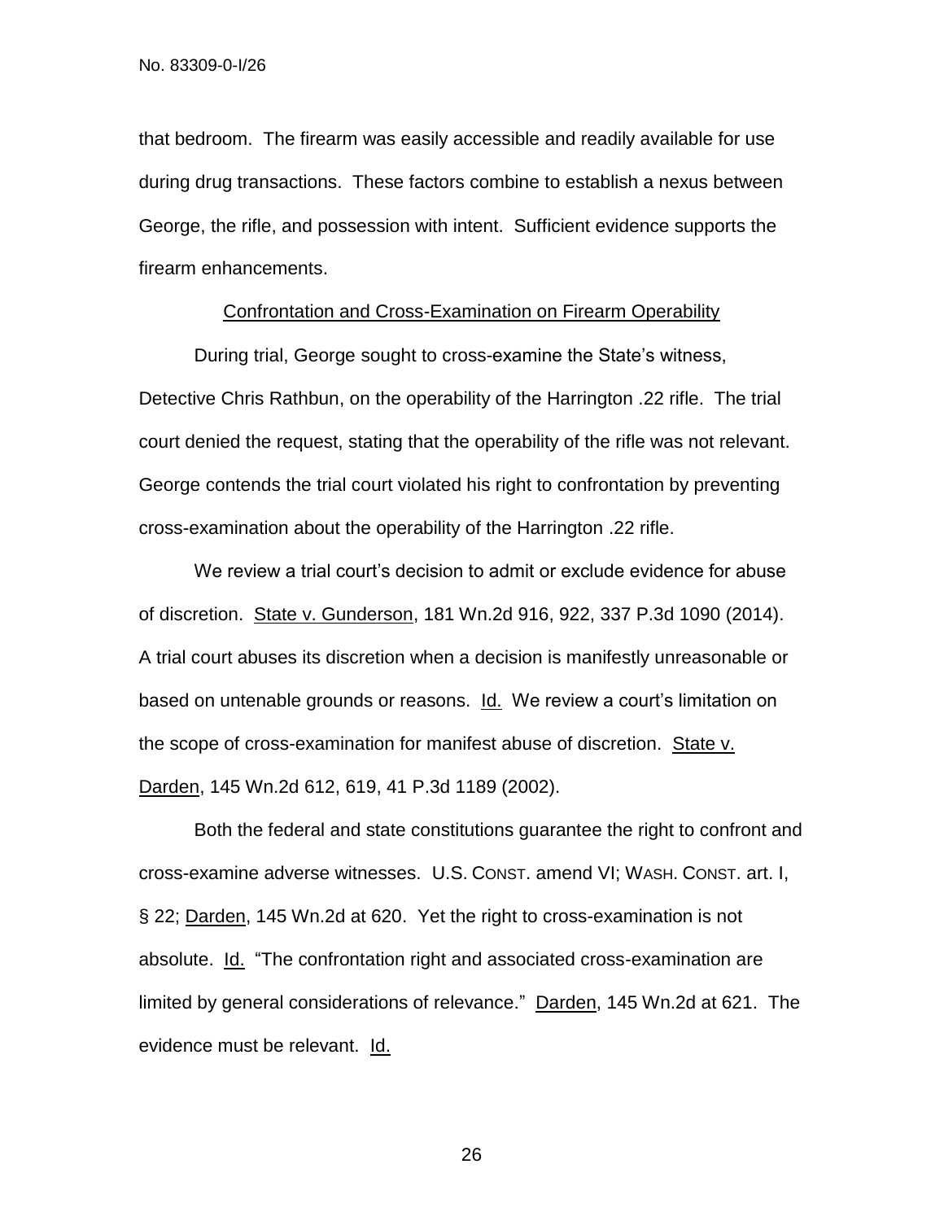that bedroom. The firearm was easily accessible and readily available for use during drug transactions. These factors combine to establish a nexus between George, the rifle, and possession with intent. Sufficient evidence supports the firearm enhancements.

Confrontation and Cross-Examination on Firearm Operability

During trial, George sought to cross-examine the State's witness, Detective Chris Rathbun, on the operability of the Harrington .22 rifle. The trial court denied the request, stating that the operability of the rifle was not relevant. George contends the trial court violated his right to confrontation by preventing cross-examination about the operability of the Harrington .22 rifle.

We review a trial court's decision to admit or exclude evidence for abuse of discretion. State v. Gunderson, 181 Wn.2d 916, 922, 337 P.3d 1090 (2014). A trial court abuses its discretion when a decision is manifestly unreasonable or based on untenable grounds or reasons. Id. We review a court's limitation on the scope of cross-examination for manifest abuse of discretion. State v. Darden, 145 Wn.2d 612, 619, 41 P.3d 1189 (2002).

Both the federal and state constitutions guarantee the right to confront and cross-examine adverse witnesses. U.S. CONST. amend VI; WASH. CONST. art. I, § 22; Darden, 145 Wn.2d at 620. Yet the right to cross-examination is not absolute. Id. "The confrontation right and associated cross-examination are limited by general considerations of relevance." Darden, 145 Wn.2d at 621. The evidence must be relevant. Id.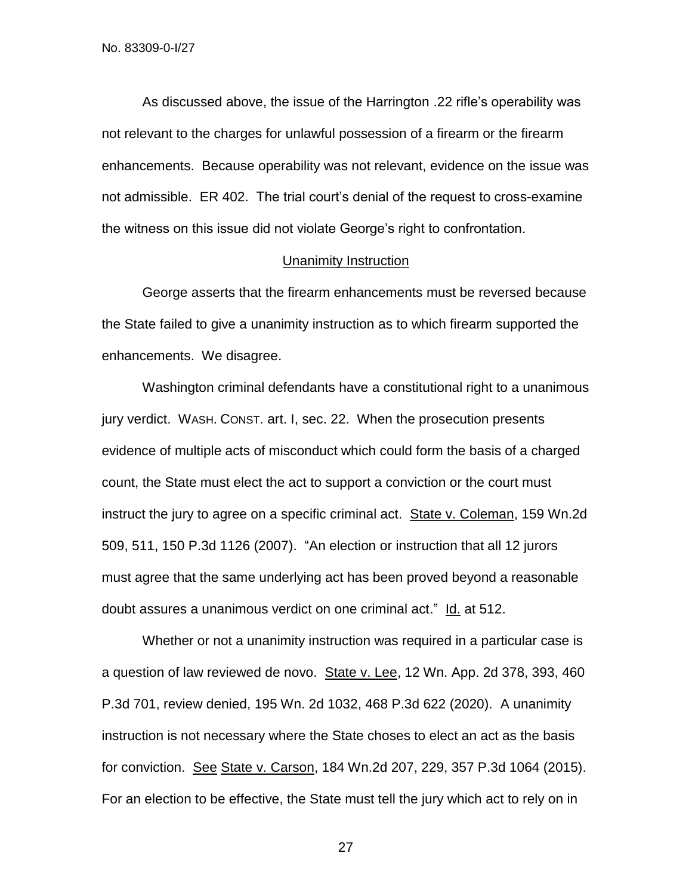As discussed above, the issue of the Harrington .22 rifle's operability was not relevant to the charges for unlawful possession of a firearm or the firearm enhancements. Because operability was not relevant, evidence on the issue was not admissible. ER 402. The trial court's denial of the request to cross-examine the witness on this issue did not violate George's right to confrontation.

## Unanimity Instruction

George asserts that the firearm enhancements must be reversed because the State failed to give a unanimity instruction as to which firearm supported the enhancements. We disagree.

Washington criminal defendants have a constitutional right to a unanimous jury verdict. WASH. CONST. art. I, sec. 22. When the prosecution presents evidence of multiple acts of misconduct which could form the basis of a charged count, the State must elect the act to support a conviction or the court must instruct the jury to agree on a specific criminal act. State v. Coleman, 159 Wn.2d 509, 511, 150 P.3d 1126 (2007). "An election or instruction that all 12 jurors must agree that the same underlying act has been proved beyond a reasonable doubt assures a unanimous verdict on one criminal act." Id. at 512.

Whether or not a unanimity instruction was required in a particular case is a question of law reviewed de novo. State v. Lee, 12 Wn. App. 2d 378, 393, 460 P.3d 701, review denied, 195 Wn. 2d 1032, 468 P.3d 622 (2020). A unanimity instruction is not necessary where the State choses to elect an act as the basis for conviction. See State v. Carson, 184 Wn.2d 207, 229, 357 P.3d 1064 (2015). For an election to be effective, the State must tell the jury which act to rely on in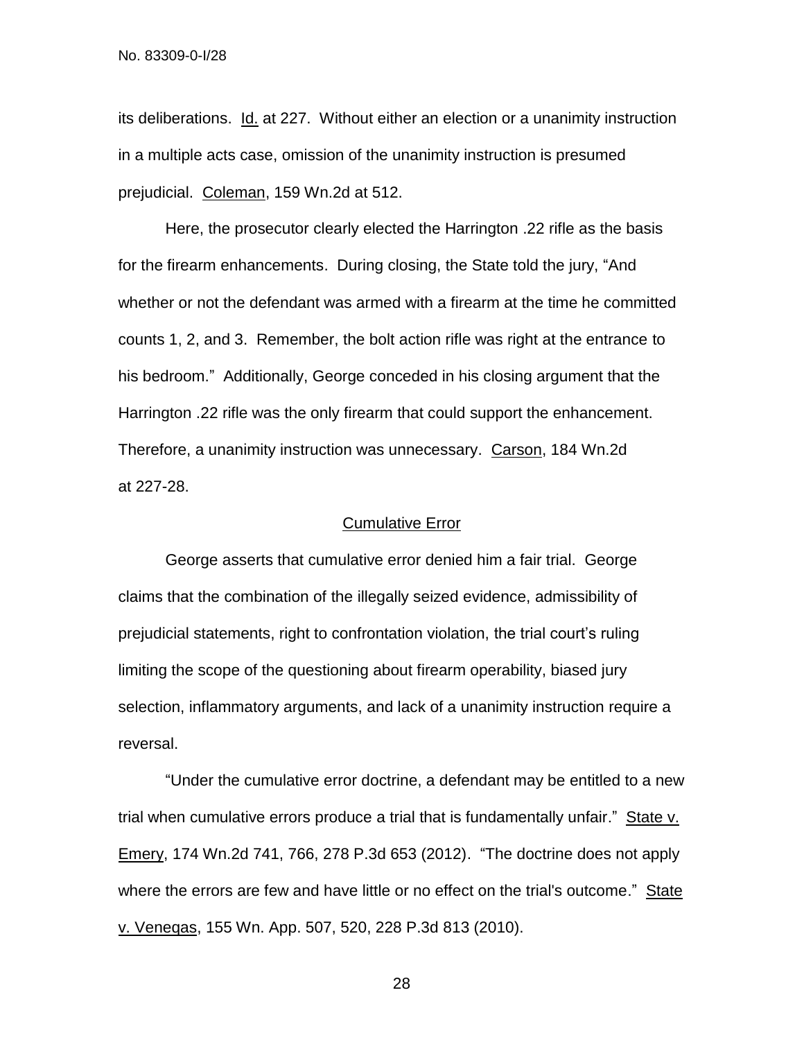its deliberations. Id. at 227. Without either an election or a unanimity instruction in a multiple acts case, omission of the unanimity instruction is presumed prejudicial. Coleman, 159 Wn.2d at 512.

Here, the prosecutor clearly elected the Harrington .22 rifle as the basis for the firearm enhancements. During closing, the State told the jury, "And whether or not the defendant was armed with a firearm at the time he committed counts 1, 2, and 3. Remember, the bolt action rifle was right at the entrance to his bedroom." Additionally, George conceded in his closing argument that the Harrington .22 rifle was the only firearm that could support the enhancement. Therefore, a unanimity instruction was unnecessary. Carson, 184 Wn.2d at 227-28.

## Cumulative Error

George asserts that cumulative error denied him a fair trial. George claims that the combination of the illegally seized evidence, admissibility of prejudicial statements, right to confrontation violation, the trial court's ruling limiting the scope of the questioning about firearm operability, biased jury selection, inflammatory arguments, and lack of a unanimity instruction require a reversal.

"Under the cumulative error doctrine, a defendant may be entitled to a new trial when cumulative errors produce a trial that is fundamentally unfair." State v. Emery, 174 Wn.2d 741, 766, 278 P.3d 653 (2012). "The doctrine does not apply where the errors are few and have little or no effect on the trial's outcome." State v. Venegas, 155 Wn. App. 507, 520, 228 P.3d 813 (2010).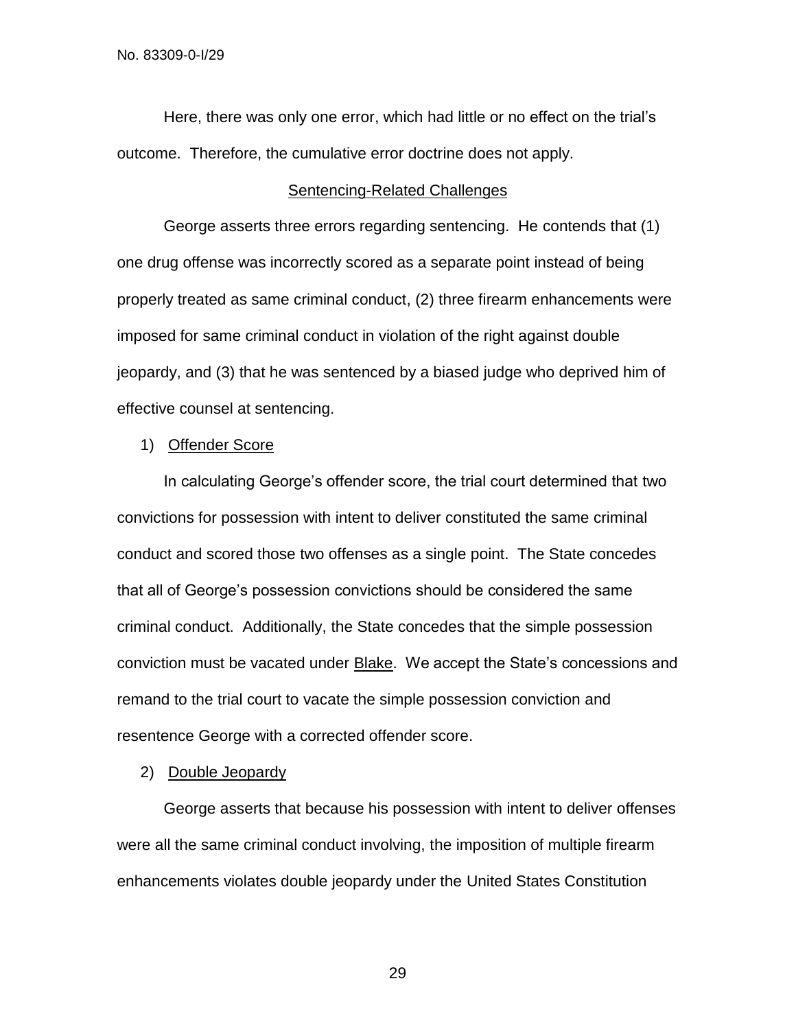Here, there was only one error, which had little or no effect on the trial's outcome. Therefore, the cumulative error doctrine does not apply.

## Sentencing-Related Challenges

George asserts three errors regarding sentencing. He contends that (1) one drug offense was incorrectly scored as a separate point instead of being properly treated as same criminal conduct, (2) three firearm enhancements were imposed for same criminal conduct in violation of the right against double jeopardy, and (3) that he was sentenced by a biased judge who deprived him of effective counsel at sentencing.

### 1) Offender Score

In calculating George's offender score, the trial court determined that two convictions for possession with intent to deliver constituted the same criminal conduct and scored those two offenses as a single point. The State concedes that all of George's possession convictions should be considered the same criminal conduct. Additionally, the State concedes that the simple possession conviction must be vacated under Blake. We accept the State's concessions and remand to the trial court to vacate the simple possession conviction and resentence George with a corrected offender score.

### 2) Double Jeopardy

George asserts that because his possession with intent to deliver offenses were all the same criminal conduct involving, the imposition of multiple firearm enhancements violates double jeopardy under the United States Constitution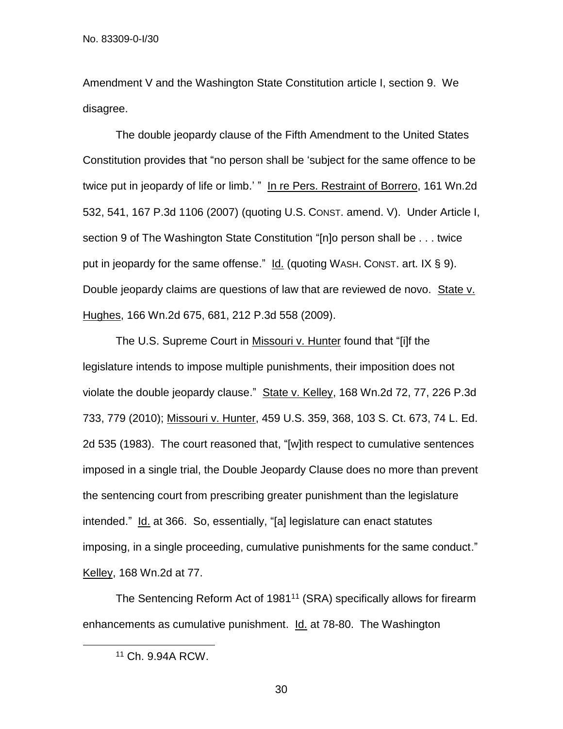Amendment V and the Washington State Constitution article I, section 9. We disagree.

The double jeopardy clause of the Fifth Amendment to the United States Constitution provides that "no person shall be 'subject for the same offence to be twice put in jeopardy of life or limb.' " In re Pers. Restraint of Borrero, 161 Wn.2d 532, 541, 167 P.3d 1106 (2007) (quoting U.S. CONST. amend. V). Under Article I, section 9 of The Washington State Constitution "[n]o person shall be . . . twice put in jeopardy for the same offense." Id. (quoting WASH. CONST. art. IX § 9). Double jeopardy claims are questions of law that are reviewed de novo. State v. Hughes, 166 Wn.2d 675, 681, 212 P.3d 558 (2009).

The U.S. Supreme Court in Missouri v. Hunter found that "[i]f the legislature intends to impose multiple punishments, their imposition does not violate the double jeopardy clause." State v. Kelley, 168 Wn.2d 72, 77, 226 P.3d 733, 779 (2010); Missouri v. Hunter, 459 U.S. 359, 368, 103 S. Ct. 673, 74 L. Ed. 2d 535 (1983). The court reasoned that, "[w]ith respect to cumulative sentences imposed in a single trial, the Double Jeopardy Clause does no more than prevent the sentencing court from prescribing greater punishment than the legislature intended." Id. at 366. So, essentially, "[a] legislature can enact statutes imposing, in a single proceeding, cumulative punishments for the same conduct." Kelley, 168 Wn.2d at 77.

The Sentencing Reform Act of 1981[11] (SRA) specifically allows for firearm enhancements as cumulative punishment. Id. at 78-80. The Washington

[11] Ch. 9.94A RCW.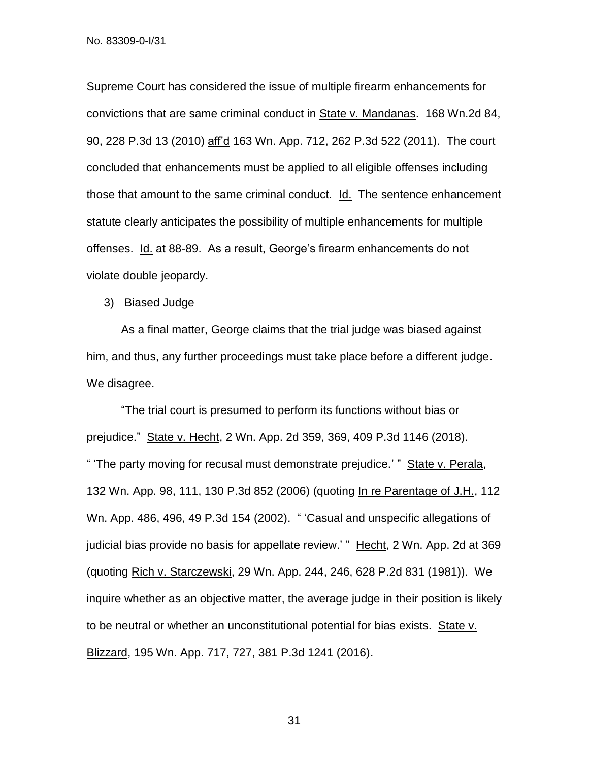Supreme Court has considered the issue of multiple firearm enhancements for convictions that are same criminal conduct in State v. Mandanas. 168 Wn.2d 84, 90, 228 P.3d 13 (2010) aff'd 163 Wn. App. 712, 262 P.3d 522 (2011). The court concluded that enhancements must be applied to all eligible offenses including those that amount to the same criminal conduct. Id. The sentence enhancement statute clearly anticipates the possibility of multiple enhancements for multiple offenses. Id. at 88-89. As a result, George's firearm enhancements do not violate double jeopardy.

3) Biased Judge

As a final matter, George claims that the trial judge was biased against him, and thus, any further proceedings must take place before a different judge. We disagree.

"The trial court is presumed to perform its functions without bias or prejudice." State v. Hecht, 2 Wn. App. 2d 359, 369, 409 P.3d 1146 (2018). " 'The party moving for recusal must demonstrate prejudice.' " State v. Perala, 132 Wn. App. 98, 111, 130 P.3d 852 (2006) (quoting In re Parentage of J.H., 112 Wn. App. 486, 496, 49 P.3d 154 (2002). " 'Casual and unspecific allegations of judicial bias provide no basis for appellate review.' " Hecht, 2 Wn. App. 2d at 369 (quoting Rich v. Starczewski, 29 Wn. App. 244, 246, 628 P.2d 831 (1981)). We inquire whether as an objective matter, the average judge in their position is likely to be neutral or whether an unconstitutional potential for bias exists. State v. Blizzard, 195 Wn. App. 717, 727, 381 P.3d 1241 (2016).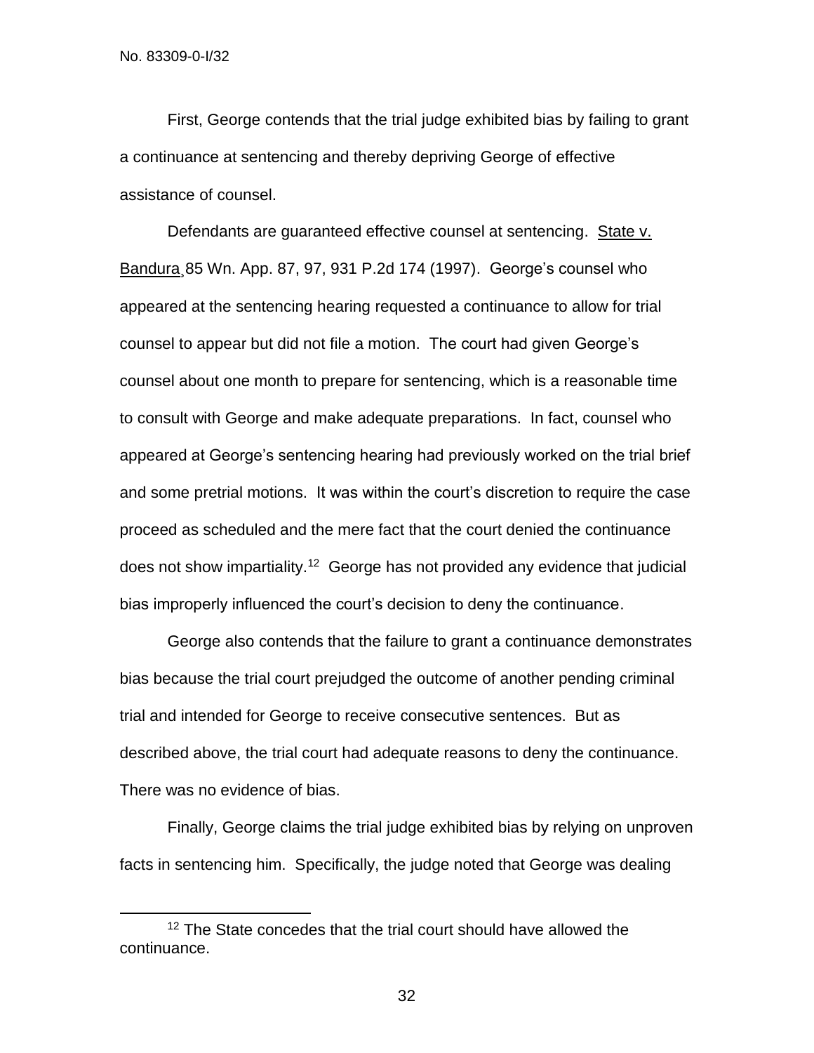First, George contends that the trial judge exhibited bias by failing to grant a continuance at sentencing and thereby depriving George of effective assistance of counsel.

Defendants are guaranteed effective counsel at sentencing. State v. Bandura, 85 Wn. App. 87, 97, 931 P.2d 174 (1997). George's counsel who appeared at the sentencing hearing requested a continuance to allow for trial counsel to appear but did not file a motion. The court had given George's counsel about one month to prepare for sentencing, which is a reasonable time to consult with George and make adequate preparations. In fact, counsel who appeared at George's sentencing hearing had previously worked on the trial brief and some pretrial motions. It was within the court's discretion to require the case proceed as scheduled and the mere fact that the court denied the continuance does not show impartiality.[12] George has not provided any evidence that judicial bias improperly influenced the court's decision to deny the continuance.

George also contends that the failure to grant a continuance demonstrates bias because the trial court prejudged the outcome of another pending criminal trial and intended for George to receive consecutive sentences. But as described above, the trial court had adequate reasons to deny the continuance. There was no evidence of bias.

Finally, George claims the trial judge exhibited bias by relying on unproven facts in sentencing him. Specifically, the judge noted that George was dealing

---

[12] The State concedes that the trial court should have allowed the continuance.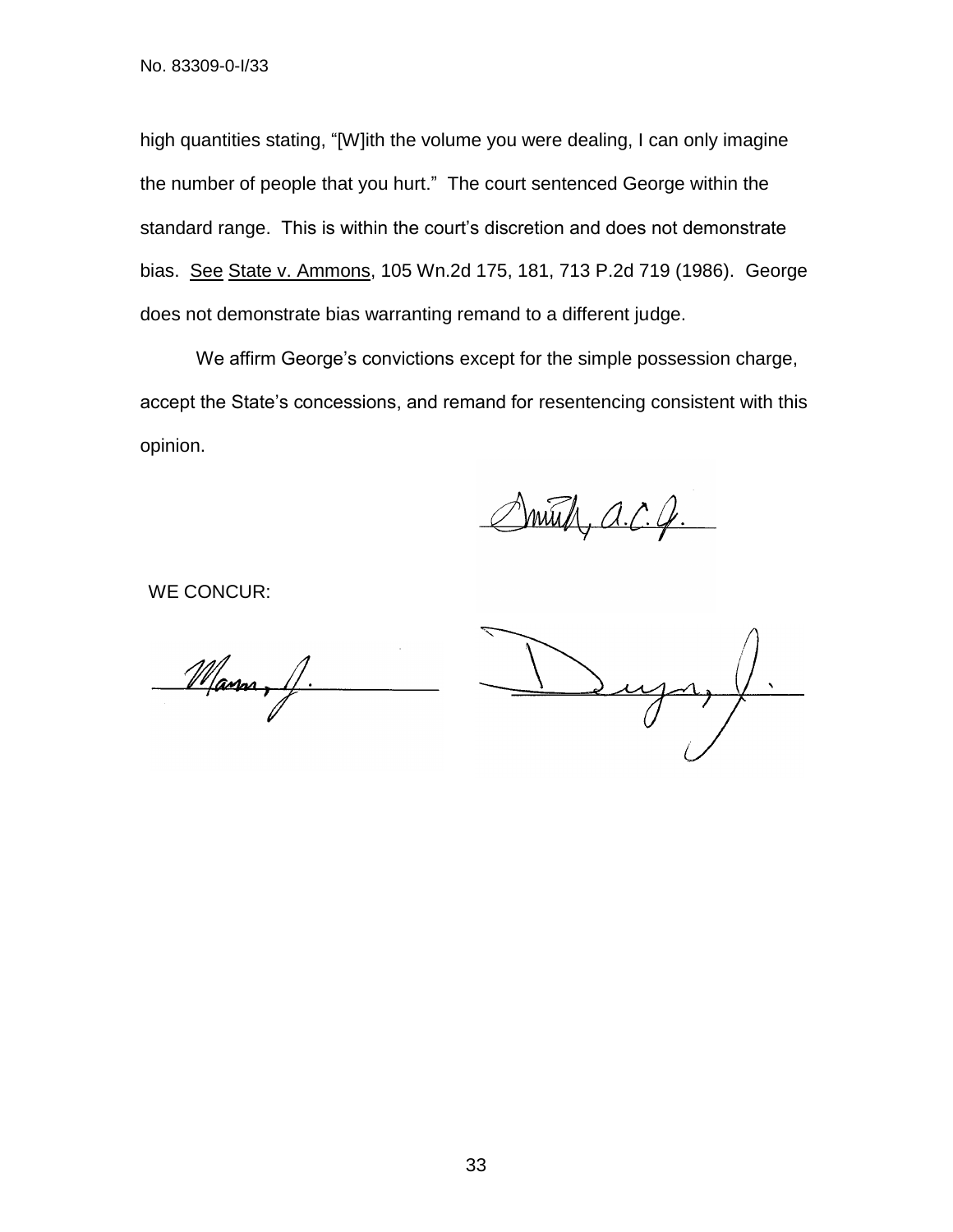high quantities stating, "[W]ith the volume you were dealing, I can only imagine the number of people that you hurt." The court sentenced George within the standard range. This is within the court's discretion and does not demonstrate bias. See State v. Ammons, 105 Wn.2d 175, 181, 713 P.2d 719 (1986). George does not demonstrate bias warranting remand to a different judge.

We affirm George's convictions except for the simple possession charge, accept the State's concessions, and remand for resentencing consistent with this opinion.

Smith, A.C.J.

WE CONCUR:

Mann, J.

Dwyer, J.